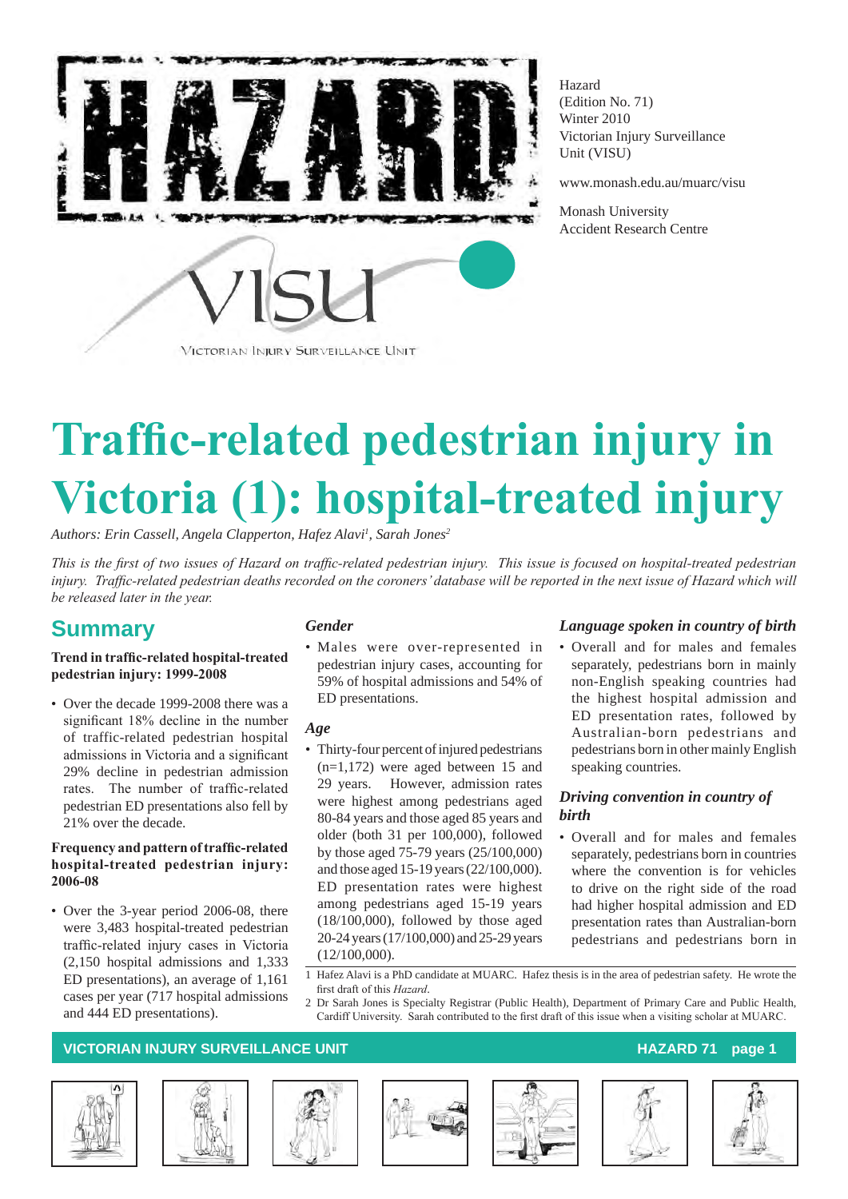Hazard
(Edition No. 71)
Winter 2010
Victorian Injury Surveillance Unit (VISU)

www.monash.edu.au/muarc/visu

Monash University
Accident Research Centre

# Traffic-related pedestrian injury in Victoria (1): hospital-treated injury

*Authors: Erin Cassell, Angela Clapperton, Hafez Alavi[1], Sarah Jones[2]*

*This is the first of two issues of Hazard on traffic-related pedestrian injury. This issue is focused on hospital-treated pedestrian injury. Traffic-related pedestrian deaths recorded on the coroners' database will be reported in the next issue of Hazard which will be released later in the year.*

## Summary

**Trend in traffic-related hospital-treated pedestrian injury: 1999-2008**

- Over the decade 1999-2008 there was a significant 18% decline in the number of traffic-related pedestrian hospital admissions in Victoria and a significant 29% decline in pedestrian admission rates. The number of traffic-related pedestrian ED presentations also fell by 21% over the decade.

**Frequency and pattern of traffic-related hospital-treated pedestrian injury: 2006-08**

- Over the 3-year period 2006-08, there were 3,483 hospital-treated pedestrian traffic-related injury cases in Victoria (2,150 hospital admissions and 1,333 ED presentations), an average of 1,161 cases per year (717 hospital admissions and 444 ED presentations).

### *Gender*

- Males were over-represented in pedestrian injury cases, accounting for 59% of hospital admissions and 54% of ED presentations.

### *Age*

- Thirty-four percent of injured pedestrians (n=1,172) were aged between 15 and 29 years. However, admission rates were highest among pedestrians aged 80-84 years and those aged 85 years and older (both 31 per 100,000), followed by those aged 75-79 years (25/100,000) and those aged 15-19 years (22/100,000). ED presentation rates were highest among pedestrians aged 15-19 years (18/100,000), followed by those aged 20-24 years (17/100,000) and 25-29 years (12/100,000).

### *Language spoken in country of birth*

- Overall and for males and females separately, pedestrians born in mainly non-English speaking countries had the highest hospital admission and ED presentation rates, followed by Australian-born pedestrians and pedestrians born in other mainly English speaking countries.

### *Driving convention in country of birth*

- Overall and for males and females separately, pedestrians born in countries where the convention is for vehicles to drive on the right side of the road had higher hospital admission and ED presentation rates than Australian-born pedestrians and pedestrians born in

---

1 Hafez Alavi is a PhD candidate at MUARC. Hafez thesis is in the area of pedestrian safety. He wrote the first draft of this *Hazard*.

2 Dr Sarah Jones is Specialty Registrar (Public Health), Department of Primary Care and Public Health, Cardiff University. Sarah contributed to the first draft of this issue when a visiting scholar at MUARC.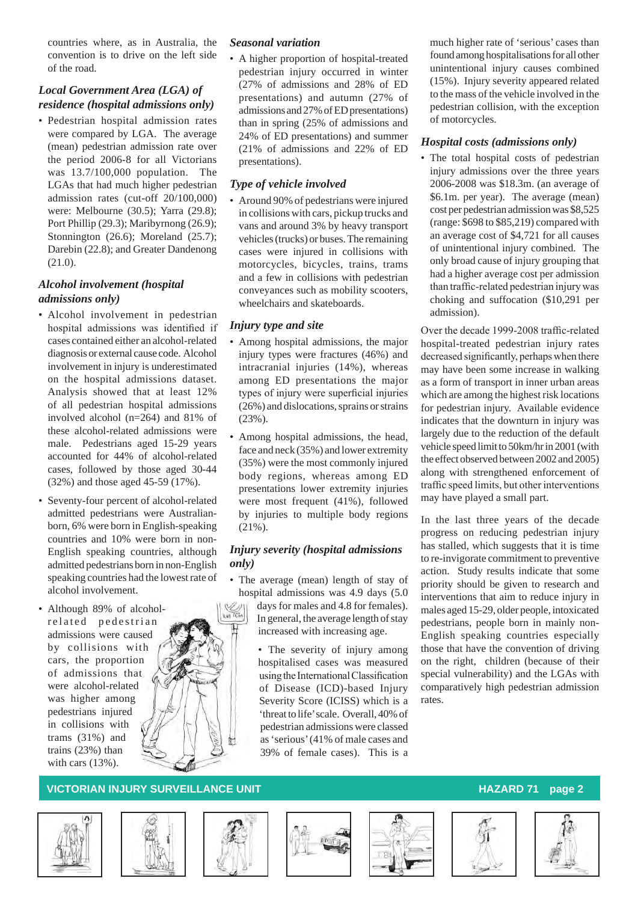countries where, as in Australia, the convention is to drive on the left side of the road.

### *Local Government Area (LGA) of residence (hospital admissions only)*

- Pedestrian hospital admission rates were compared by LGA. The average (mean) pedestrian admission rate over the period 2006-8 for all Victorians was 13.7/100,000 population. The LGAs that had much higher pedestrian admission rates (cut-off 20/100,000) were: Melbourne (30.5); Yarra (29.8); Port Phillip (29.3); Maribyrnong (26.9); Stonnington (26.6); Moreland (25.7); Darebin (22.8); and Greater Dandenong (21.0).

### *Alcohol involvement (hospital admissions only)*

- Alcohol involvement in pedestrian hospital admissions was identified if cases contained either an alcohol-related diagnosis or external cause code. Alcohol involvement in injury is underestimated on the hospital admissions dataset. Analysis showed that at least 12% of all pedestrian hospital admissions involved alcohol (n=264) and 81% of these alcohol-related admissions were male. Pedestrians aged 15-29 years accounted for 44% of alcohol-related cases, followed by those aged 30-44 (32%) and those aged 45-59 (17%).
- Seventy-four percent of alcohol-related admitted pedestrians were Australian-born, 6% were born in English-speaking countries and 10% were born in non-English speaking countries, although admitted pedestrians born in non-English speaking countries had the lowest rate of alcohol involvement.
- Although 89% of alcohol-related pedestrian admissions were caused by collisions with cars, the proportion of admissions that were alcohol-related was higher among pedestrians injured in collisions with trams (31%) and trains (23%) than with cars (13%).

### *Seasonal variation*

- A higher proportion of hospital-treated pedestrian injury occurred in winter (27% of admissions and 28% of ED presentations) and autumn (27% of admissions and 27% of ED presentations) than in spring (25% of admissions and 24% of ED presentations) and summer (21% of admissions and 22% of ED presentations).

### *Type of vehicle involved*

- Around 90% of pedestrians were injured in collisions with cars, pickup trucks and vans and around 3% by heavy transport vehicles (trucks) or buses. The remaining cases were injured in collisions with motorcycles, bicycles, trains, trams and a few in collisions with pedestrian conveyances such as mobility scooters, wheelchairs and skateboards.

### *Injury type and site*

- Among hospital admissions, the major injury types were fractures (46%) and intracranial injuries (14%), whereas among ED presentations the major types of injury were superficial injuries (26%) and dislocations, sprains or strains (23%).
- Among hospital admissions, the head, face and neck (35%) and lower extremity (35%) were the most commonly injured body regions, whereas among ED presentations lower extremity injuries were most frequent (41%), followed by injuries to multiple body regions (21%).

### *Injury severity (hospital admissions only)*

- The average (mean) length of stay of hospital admissions was 4.9 days (5.0 days for males and 4.8 for females). In general, the average length of stay increased with increasing age.
- The severity of injury among hospitalised cases was measured using the International Classification of Disease (ICD)-based Injury Severity Score (ICISS) which is a 'threat to life' scale. Overall, 40% of pedestrian admissions were classed as 'serious' (41% of male cases and 39% of female cases). This is a much higher rate of 'serious' cases than found among hospitalisations for all other unintentional injury causes combined (15%). Injury severity appeared related to the mass of the vehicle involved in the pedestrian collision, with the exception of motorcycles.

### *Hospital costs (admissions only)*

- The total hospital costs of pedestrian injury admissions over the three years 2006-2008 was $18.3m. (an average of $6.1m. per year). The average (mean) cost per pedestrian admission was $8,525 (range: $698 to $85,219) compared with an average cost of $4,721 for all causes of unintentional injury combined. The only broad cause of injury grouping that had a higher average cost per admission than traffic-related pedestrian injury was choking and suffocation ($10,291 per admission).

Over the decade 1999-2008 traffic-related hospital-treated pedestrian injury rates decreased significantly, perhaps when there may have been some increase in walking as a form of transport in inner urban areas which are among the highest risk locations for pedestrian injury. Available evidence indicates that the downturn in injury was largely due to the reduction of the default vehicle speed limit to 50km/hr in 2001 (with the effect observed between 2002 and 2005) along with strengthened enforcement of traffic speed limits, but other interventions may have played a small part.

In the last three years of the decade progress on reducing pedestrian injury has stalled, which suggests that it is time to re-invigorate commitment to preventive action. Study results indicate that some priority should be given to research and interventions that aim to reduce injury in males aged 15-29, older people, intoxicated pedestrians, people born in mainly non-English speaking countries especially those that have the convention of driving on the right, children (because of their special vulnerability) and the LGAs with comparatively high pedestrian admission rates.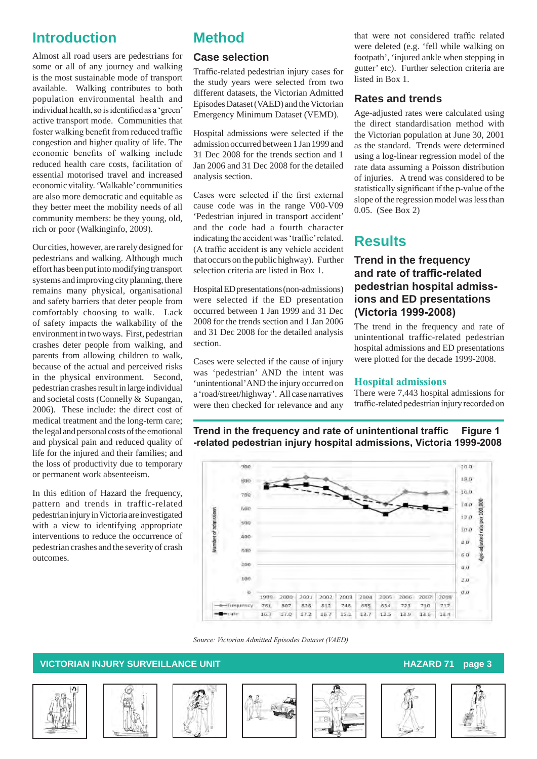## Introduction

Almost all road users are pedestrians for some or all of any journey and walking is the most sustainable mode of transport available. Walking contributes to both population environmental health and individual health, so is identified as a 'green' active transport mode. Communities that foster walking benefit from reduced traffic congestion and higher quality of life. The economic benefits of walking include reduced health care costs, facilitation of essential motorised travel and increased economic vitality. 'Walkable' communities are also more democratic and equitable as they better meet the mobility needs of all community members: be they young, old, rich or poor (Walkinginfo, 2009).

Our cities, however, are rarely designed for pedestrians and walking. Although much effort has been put into modifying transport systems and improving city planning, there remains many physical, organisational and safety barriers that deter people from comfortably choosing to walk. Lack of safety impacts the walkability of the environment in two ways. First, pedestrian crashes deter people from walking, and parents from allowing children to walk, because of the actual and perceived risks in the physical environment. Second, pedestrian crashes result in large individual and societal costs (Connelly & Supangan, 2006). These include: the direct cost of medical treatment and the long-term care; the legal and personal costs of the emotional and physical pain and reduced quality of life for the injured and their families; and the loss of productivity due to temporary or permanent work absenteeism.

In this edition of Hazard the frequency, pattern and trends in traffic-related pedestrian injury in Victoria are investigated with a view to identifying appropriate interventions to reduce the occurrence of pedestrian crashes and the severity of crash outcomes.

## Method

### Case selection

Traffic-related pedestrian injury cases for the study years were selected from two different datasets, the Victorian Admitted Episodes Dataset (VAED) and the Victorian Emergency Minimum Dataset (VEMD).

Hospital admissions were selected if the admission occurred between 1 Jan 1999 and 31 Dec 2008 for the trends section and 1 Jan 2006 and 31 Dec 2008 for the detailed analysis section.

Cases were selected if the first external cause code was in the range V00-V09 'Pedestrian injured in transport accident' and the code had a fourth character indicating the accident was 'traffic' related. (A traffic accident is any vehicle accident that occurs on the public highway). Further selection criteria are listed in Box 1.

Hospital ED presentations (non-admissions) were selected if the ED presentation occurred between 1 Jan 1999 and 31 Dec 2008 for the trends section and 1 Jan 2006 and 31 Dec 2008 for the detailed analysis section.

Cases were selected if the cause of injury was 'pedestrian' AND the intent was 'unintentional' AND the injury occurred on a 'road/street/highway'. All case narratives were then checked for relevance and any that were not considered traffic related were deleted (e.g. 'fell while walking on footpath', 'injured ankle when stepping in gutter' etc). Further selection criteria are listed in Box 1.

### Rates and trends

Age-adjusted rates were calculated using the direct standardisation method with the Victorian population at June 30, 2001 as the standard. Trends were determined using a log-linear regression model of the rate data assuming a Poisson distribution of injuries. A trend was considered to be statistically significant if the p-value of the slope of the regression model was less than 0.05. (See Box 2)

## Results

### Trend in the frequency and rate of traffic-related pedestrian hospital admissions and ED presentations (Victoria 1999-2008)

The trend in the frequency and rate of unintentional traffic-related pedestrian hospital admissions and ED presentations were plotted for the decade 1999-2008.

#### Hospital admissions

There were 7,443 hospital admissions for traffic-related pedestrian injury recorded on

**Figure 1 Trend in the frequency and rate of unintentional traffic-related pedestrian injury hospital admissions, Victoria 1999-2008**

| | 1999 | 2000 | 2001 | 2002 | 2003 | 2004 | 2005 | 2006 | 2007 | 2008 |
|---|---|---|---|---|---|---|---|---|---|---|
| frequency | 781 | 807 | 826 | 813 | 748 | 685 | 634 | 723 | 710 | 717 |
| rate | 16.7 | 17.0 | 17.2 | 16.7 | 15.1 | 13.7 | 12.5 | 13.9 | 13.6 | 13.4 |

Source: *Victorian Admitted Episodes Dataset (VAED)*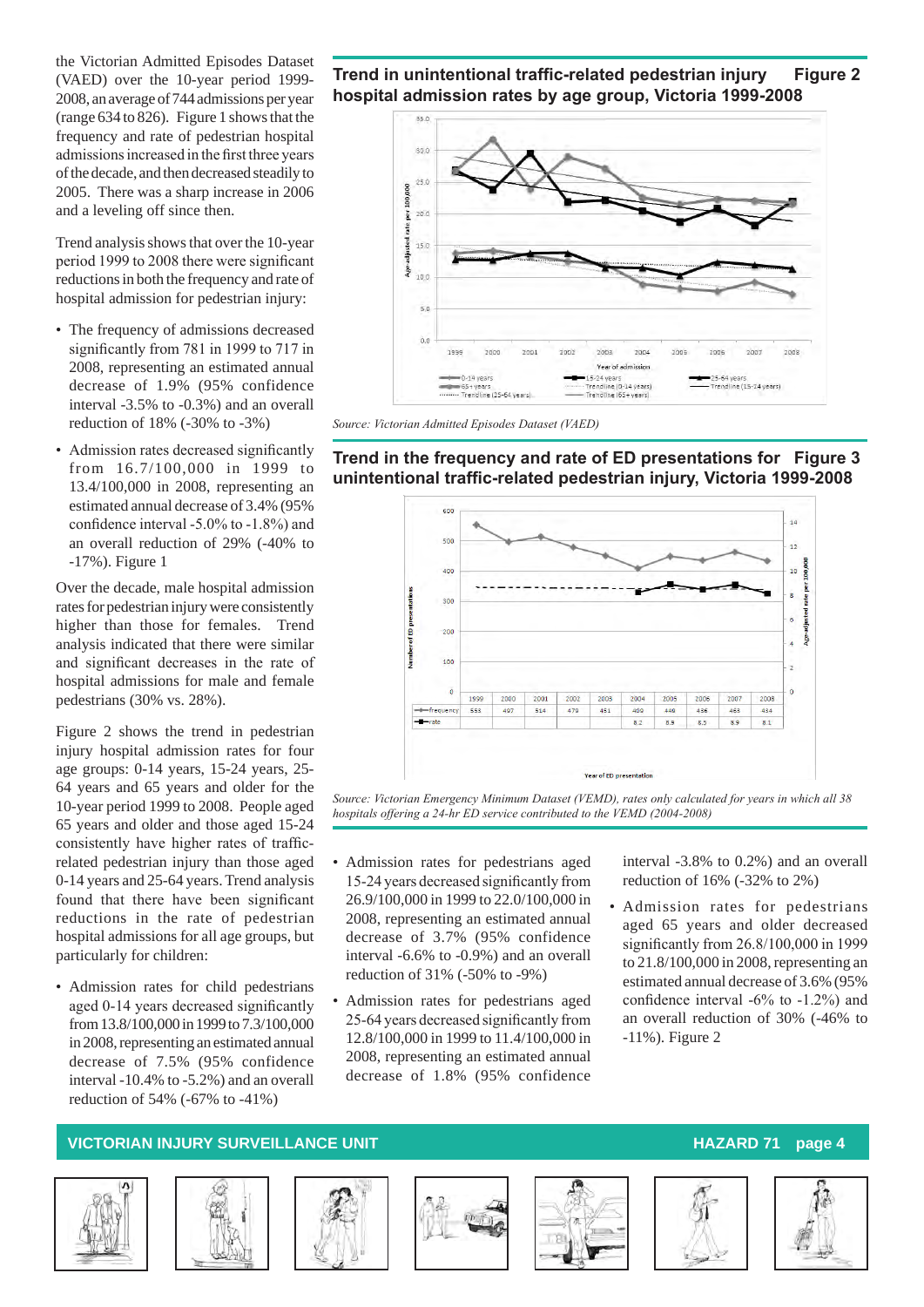the Victorian Admitted Episodes Dataset (VAED) over the 10-year period 1999-2008, an average of 744 admissions per year (range 634 to 826). Figure 1 shows that the frequency and rate of pedestrian hospital admissions increased in the first three years of the decade, and then decreased steadily to 2005. There was a sharp increase in 2006 and a leveling off since then.

Trend analysis shows that over the 10-year period 1999 to 2008 there were significant reductions in both the frequency and rate of hospital admission for pedestrian injury:

- The frequency of admissions decreased significantly from 781 in 1999 to 717 in 2008, representing an estimated annual decrease of 1.9% (95% confidence interval -3.5% to -0.3%) and an overall reduction of 18% (-30% to -3%)
- Admission rates decreased significantly from 16.7/100,000 in 1999 to 13.4/100,000 in 2008, representing an estimated annual decrease of 3.4% (95% confidence interval -5.0% to -1.8%) and an overall reduction of 29% (-40% to -17%). Figure 1

Over the decade, male hospital admission rates for pedestrian injury were consistently higher than those for females. Trend analysis indicated that there were similar and significant decreases in the rate of hospital admissions for male and female pedestrians (30% vs. 28%).

Figure 2 shows the trend in pedestrian injury hospital admission rates for four age groups: 0-14 years, 15-24 years, 25-64 years and 65 years and older for the 10-year period 1999 to 2008. People aged 65 years and older and those aged 15-24 consistently have higher rates of traffic-related pedestrian injury than those aged 0-14 years and 25-64 years. Trend analysis found that there have been significant reductions in the rate of pedestrian hospital admissions for all age groups, but particularly for children:

- Admission rates for child pedestrians aged 0-14 years decreased significantly from 13.8/100,000 in 1999 to 7.3/100,000 in 2008, representing an estimated annual decrease of 7.5% (95% confidence interval -10.4% to -5.2%) and an overall reduction of 54% (-67% to -41%)

**Trend in unintentional traffic-related pedestrian injury hospital admission rates by age group, Victoria 1999-2008 — Figure 2**

*Source: Victorian Admitted Episodes Dataset (VAED)*

**Trend in the frequency and rate of ED presentations for unintentional traffic-related pedestrian injury, Victoria 1999-2008 — Figure 3**

| | 1999 | 2000 | 2001 | 2002 | 2003 | 2004 | 2005 | 2006 | 2007 | 2008 |
|---|---|---|---|---|---|---|---|---|---|---|
| frequency | 553 | 497 | 514 | 479 | 451 | 409 | 449 | 436 | 463 | 434 |
| rate | | | | | | 8.2 | 8.9 | 8.5 | 8.9 | 8.1 |

*Source: Victorian Emergency Minimum Dataset (VEMD), rates only calculated for years in which all 38 hospitals offering a 24-hr ED service contributed to the VEMD (2004-2008)*

- Admission rates for pedestrians aged 15-24 years decreased significantly from 26.9/100,000 in 1999 to 22.0/100,000 in 2008, representing an estimated annual decrease of 3.7% (95% confidence interval -6.6% to -0.9%) and an overall reduction of 31% (-50% to -9%)
- Admission rates for pedestrians aged 25-64 years decreased significantly from 12.8/100,000 in 1999 to 11.4/100,000 in 2008, representing an estimated annual decrease of 1.8% (95% confidence interval -3.8% to 0.2%) and an overall reduction of 16% (-32% to 2%)
- Admission rates for pedestrians aged 65 years and older decreased significantly from 26.8/100,000 in 1999 to 21.8/100,000 in 2008, representing an estimated annual decrease of 3.6% (95% confidence interval -6% to -1.2%) and an overall reduction of 30% (-46% to -11%). Figure 2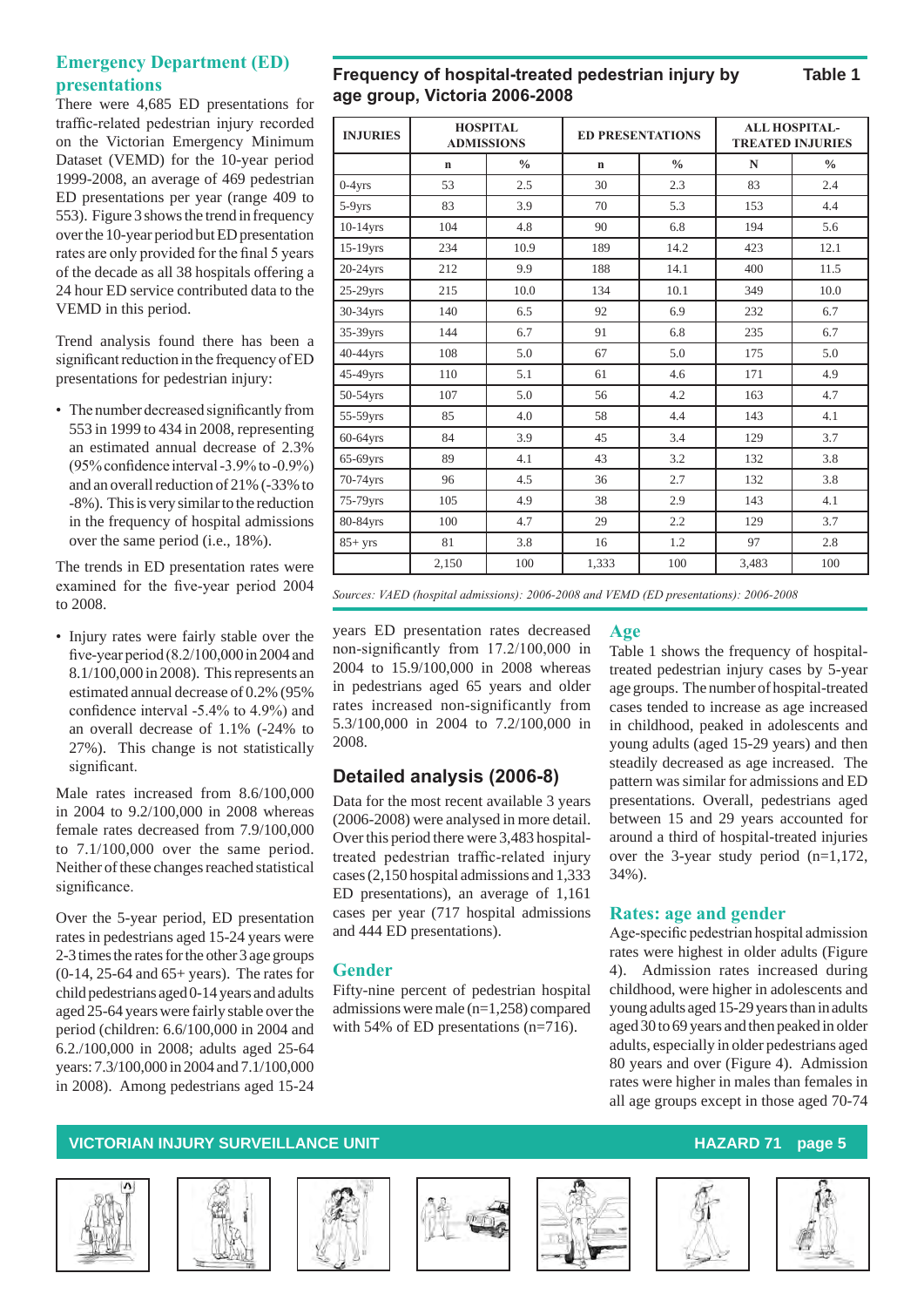## Emergency Department (ED) presentations

There were 4,685 ED presentations for traffic-related pedestrian injury recorded on the Victorian Emergency Minimum Dataset (VEMD) for the 10-year period 1999-2008, an average of 469 pedestrian ED presentations per year (range 409 to 553). Figure 3 shows the trend in frequency over the 10-year period but ED presentation rates are only provided for the final 5 years of the decade as all 38 hospitals offering a 24 hour ED service contributed data to the VEMD in this period.

Trend analysis found there has been a significant reduction in the frequency of ED presentations for pedestrian injury:

- The number decreased significantly from 553 in 1999 to 434 in 2008, representing an estimated annual decrease of 2.3% (95% confidence interval -3.9% to -0.9%) and an overall reduction of 21% (-33% to -8%). This is very similar to the reduction in the frequency of hospital admissions over the same period (i.e., 18%).

The trends in ED presentation rates were examined for the five-year period 2004 to 2008.

- Injury rates were fairly stable over the five-year period (8.2/100,000 in 2004 and 8.1/100,000 in 2008). This represents an estimated annual decrease of 0.2% (95% confidence interval -5.4% to 4.9%) and an overall decrease of 1.1% (-24% to 27%). This change is not statistically significant.

Male rates increased from 8.6/100,000 in 2004 to 9.2/100,000 in 2008 whereas female rates decreased from 7.9/100,000 to 7.1/100,000 over the same period. Neither of these changes reached statistical significance.

Over the 5-year period, ED presentation rates in pedestrians aged 15-24 years were 2-3 times the rates for the other 3 age groups (0-14, 25-64 and 65+ years). The rates for child pedestrians aged 0-14 years and adults aged 25-64 years were fairly stable over the period (children: 6.6/100,000 in 2004 and 6.2./100,000 in 2008; adults aged 25-64 years: 7.3/100,000 in 2004 and 7.1/100,000 in 2008). Among pedestrians aged 15-24 years ED presentation rates decreased non-significantly from 17.2/100,000 in 2004 to 15.9/100,000 in 2008 whereas in pedestrians aged 65 years and older rates increased non-significantly from 5.3/100,000 in 2004 to 7.2/100,000 in 2008.

**Frequency of hospital-treated pedestrian injury by age group, Victoria 2006-2008** **Table 1**

| INJURIES | HOSPITAL ADMISSIONS | | ED PRESENTATIONS | | ALL HOSPITAL-TREATED INJURIES | |
|---|---|---|---|---|---|---|
| | n | % | n | % | N | % |
| 0-4yrs | 53 | 2.5 | 30 | 2.3 | 83 | 2.4 |
| 5-9yrs | 83 | 3.9 | 70 | 5.3 | 153 | 4.4 |
| 10-14yrs | 104 | 4.8 | 90 | 6.8 | 194 | 5.6 |
| 15-19yrs | 234 | 10.9 | 189 | 14.2 | 423 | 12.1 |
| 20-24yrs | 212 | 9.9 | 188 | 14.1 | 400 | 11.5 |
| 25-29yrs | 215 | 10.0 | 134 | 10.1 | 349 | 10.0 |
| 30-34yrs | 140 | 6.5 | 92 | 6.9 | 232 | 6.7 |
| 35-39yrs | 144 | 6.7 | 91 | 6.8 | 235 | 6.7 |
| 40-44yrs | 108 | 5.0 | 67 | 5.0 | 175 | 5.0 |
| 45-49yrs | 110 | 5.1 | 61 | 4.6 | 171 | 4.9 |
| 50-54yrs | 107 | 5.0 | 56 | 4.2 | 163 | 4.7 |
| 55-59yrs | 85 | 4.0 | 58 | 4.4 | 143 | 4.1 |
| 60-64yrs | 84 | 3.9 | 45 | 3.4 | 129 | 3.7 |
| 65-69yrs | 89 | 4.1 | 43 | 3.2 | 132 | 3.8 |
| 70-74yrs | 96 | 4.5 | 36 | 2.7 | 132 | 3.8 |
| 75-79yrs | 105 | 4.9 | 38 | 2.9 | 143 | 4.1 |
| 80-84yrs | 100 | 4.7 | 29 | 2.2 | 129 | 3.7 |
| 85+ yrs | 81 | 3.8 | 16 | 1.2 | 97 | 2.8 |
| | 2,150 | 100 | 1,333 | 100 | 3,483 | 100 |

*Sources: VAED (hospital admissions): 2006-2008 and VEMD (ED presentations): 2006-2008*

## Detailed analysis (2006-8)

Data for the most recent available 3 years (2006-2008) were analysed in more detail. Over this period there were 3,483 hospital-treated pedestrian traffic-related injury cases (2,150 hospital admissions and 1,333 ED presentations), an average of 1,161 cases per year (717 hospital admissions and 444 ED presentations).

### Gender

Fifty-nine percent of pedestrian hospital admissions were male (n=1,258) compared with 54% of ED presentations (n=716).

### Age

Table 1 shows the frequency of hospital-treated pedestrian injury cases by 5-year age groups. The number of hospital-treated cases tended to increase as age increased in childhood, peaked in adolescents and young adults (aged 15-29 years) and then steadily decreased as age increased. The pattern was similar for admissions and ED presentations. Overall, pedestrians aged between 15 and 29 years accounted for around a third of hospital-treated injuries over the 3-year study period (n=1,172, 34%).

### Rates: age and gender

Age-specific pedestrian hospital admission rates were highest in older adults (Figure 4). Admission rates increased during childhood, were higher in adolescents and young adults aged 15-29 years than in adults aged 30 to 69 years and then peaked in older adults, especially in older pedestrians aged 80 years and over (Figure 4). Admission rates were higher in males than females in all age groups except in those aged 70-74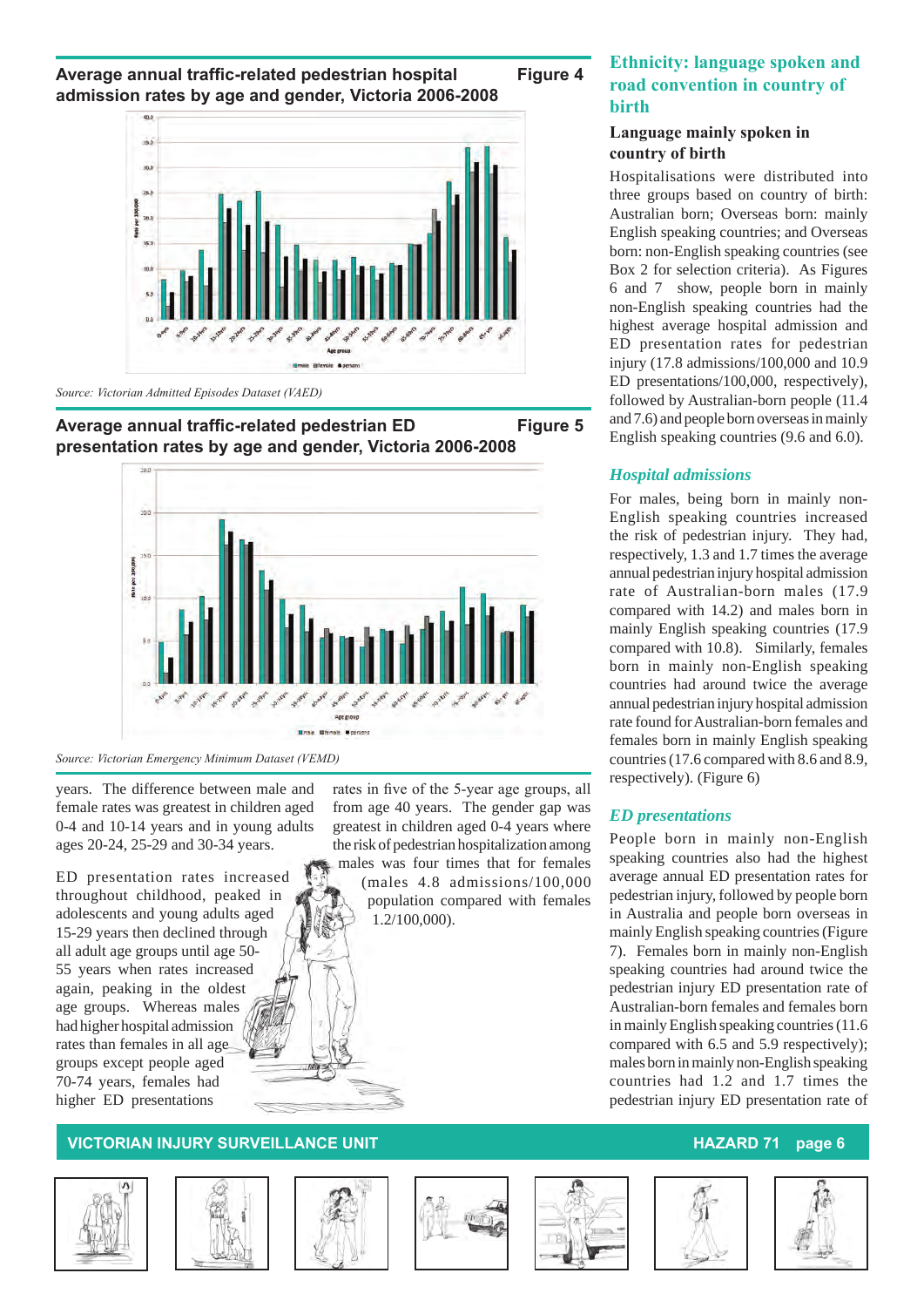**Average annual traffic-related pedestrian hospital admission rates by age and gender, Victoria 2006-2008** **Figure 4**

*Source: Victorian Admitted Episodes Dataset (VAED)*

**Average annual traffic-related pedestrian ED presentation rates by age and gender, Victoria 2006-2008** **Figure 5**

*Source: Victorian Emergency Minimum Dataset (VEMD)*

years. The difference between male and female rates was greatest in children aged 0-4 and 10-14 years and in young adults ages 20-24, 25-29 and 30-34 years.

ED presentation rates increased throughout childhood, peaked in adolescents and young adults aged 15-29 years then declined through all adult age groups until age 50-55 years when rates increased again, peaking in the oldest age groups. Whereas males had higher hospital admission rates than females in all age groups except people aged 70-74 years, females had higher ED presentations rates in five of the 5-year age groups, all from age 40 years. The gender gap was greatest in children aged 0-4 years where the risk of pedestrian hospitalization among males was four times that for females (males 4.8 admissions/100,000 population compared with females 1.2/100,000).

## Ethnicity: language spoken and road convention in country of birth

### Language mainly spoken in country of birth

Hospitalisations were distributed into three groups based on country of birth: Australian born; Overseas born: mainly English speaking countries; and Overseas born: non-English speaking countries (see Box 2 for selection criteria). As Figures 6 and 7 show, people born in mainly non-English speaking countries had the highest average hospital admission and ED presentation rates for pedestrian injury (17.8 admissions/100,000 and 10.9 ED presentations/100,000, respectively), followed by Australian-born people (11.4 and 7.6) and people born overseas in mainly English speaking countries (9.6 and 6.0).

### *Hospital admissions*

For males, being born in mainly non-English speaking countries increased the risk of pedestrian injury. They had, respectively, 1.3 and 1.7 times the average annual pedestrian injury hospital admission rate of Australian-born males (17.9 compared with 14.2) and males born in mainly English speaking countries (17.9 compared with 10.8). Similarly, females born in mainly non-English speaking countries had around twice the average annual pedestrian injury hospital admission rate found for Australian-born females and females born in mainly English speaking countries (17.6 compared with 8.6 and 8.9, respectively). (Figure 6)

### *ED presentations*

People born in mainly non-English speaking countries also had the highest average annual ED presentation rates for pedestrian injury, followed by people born in Australia and people born overseas in mainly English speaking countries (Figure 7). Females born in mainly non-English speaking countries had around twice the pedestrian injury ED presentation rate of Australian-born females and females born in mainly English speaking countries (11.6 compared with 6.5 and 5.9 respectively); males born in mainly non-English speaking countries had 1.2 and 1.7 times the pedestrian injury ED presentation rate of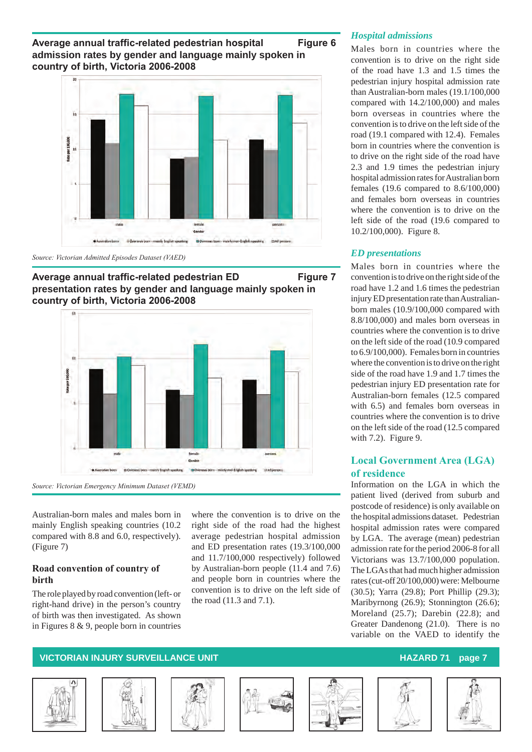**Average annual traffic-related pedestrian hospital admission rates by gender and language mainly spoken in country of birth, Victoria 2006-2008** — Figure 6

*Source: Victorian Admitted Episodes Dataset (VAED)*

**Average annual traffic-related pedestrian ED presentation rates by gender and language mainly spoken in country of birth, Victoria 2006-2008** — Figure 7

*Source: Victorian Emergency Minimum Dataset (VEMD)*

Australian-born males and males born in mainly English speaking countries (10.2 compared with 8.8 and 6.0, respectively). (Figure 7)

### Road convention of country of birth

The role played by road convention (left- or right-hand drive) in the person's country of birth was then investigated. As shown in Figures 8 & 9, people born in countries where the convention is to drive on the right side of the road had the highest average pedestrian hospital admission and ED presentation rates (19.3/100,000 and 11.7/100,000 respectively) followed by Australian-born people (11.4 and 7.6) and people born in countries where the convention is to drive on the left side of the road (11.3 and 7.1).

### *Hospital admissions*

Males born in countries where the convention is to drive on the right side of the road have 1.3 and 1.5 times the pedestrian injury hospital admission rate than Australian-born males (19.1/100,000 compared with 14.2/100,000) and males born overseas in countries where the convention is to drive on the left side of the road (19.1 compared with 12.4). Females born in countries where the convention is to drive on the right side of the road have 2.3 and 1.9 times the pedestrian injury hospital admission rates for Australian born females (19.6 compared to 8.6/100,000) and females born overseas in countries where the convention is to drive on the left side of the road (19.6 compared to 10.2/100,000). Figure 8.

### *ED presentations*

Males born in countries where the convention is to drive on the right side of the road have 1.2 and 1.6 times the pedestrian injury ED presentation rate than Australian-born males (10.9/100,000 compared with 8.8/100,000) and males born overseas in countries where the convention is to drive on the left side of the road (10.9 compared to 6.9/100,000). Females born in countries where the convention is to drive on the right side of the road have 1.9 and 1.7 times the pedestrian injury ED presentation rate for Australian-born females (12.5 compared with 6.5) and females born overseas in countries where the convention is to drive on the left side of the road (12.5 compared with 7.2). Figure 9.

## Local Government Area (LGA) of residence

Information on the LGA in which the patient lived (derived from suburb and postcode of residence) is only available on the hospital admissions dataset. Pedestrian hospital admission rates were compared by LGA. The average (mean) pedestrian admission rate for the period 2006-8 for all Victorians was 13.7/100,000 population. The LGAs that had much higher admission rates (cut-off 20/100,000) were: Melbourne (30.5); Yarra (29.8); Port Phillip (29.3); Maribyrnong (26.9); Stonnington (26.6); Moreland (25.7); Darebin (22.8); and Greater Dandenong (21.0). There is no variable on the VAED to identify the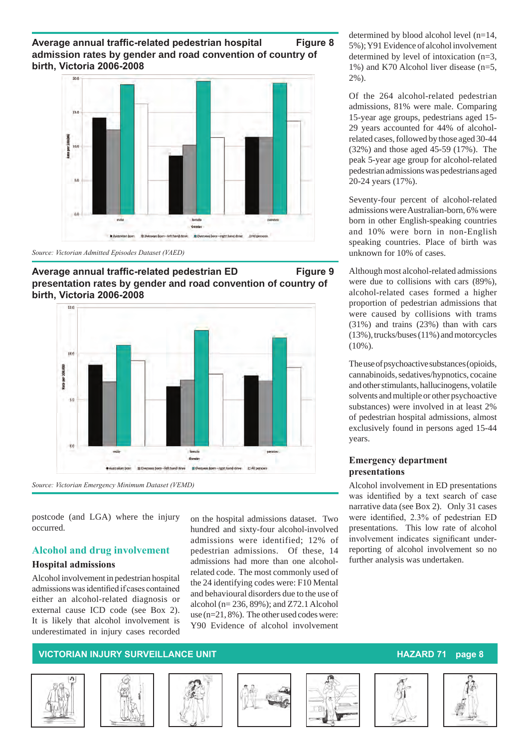**Average annual traffic-related pedestrian hospital admission rates by gender and road convention of country of birth, Victoria 2006-2008** **Figure 8**

*Source: Victorian Admitted Episodes Dataset (VAED)*

**Average annual traffic-related pedestrian ED presentation rates by gender and road convention of country of birth, Victoria 2006-2008** **Figure 9**

*Source: Victorian Emergency Minimum Dataset (VEMD)*

postcode (and LGA) where the injury occurred.

## Alcohol and drug involvement

### Hospital admissions

Alcohol involvement in pedestrian hospital admissions was identified if cases contained either an alcohol-related diagnosis or external cause ICD code (see Box 2). It is likely that alcohol involvement is underestimated in injury cases recorded on the hospital admissions dataset. Two hundred and sixty-four alcohol-involved admissions were identified; 12% of pedestrian admissions. Of these, 14 admissions had more than one alcohol-related code. The most commonly used of the 24 identifying codes were: F10 Mental and behavioural disorders due to the use of alcohol (n= 236, 89%); and Z72.1 Alcohol use (n=21, 8%). The other used codes were: Y90 Evidence of alcohol involvement determined by blood alcohol level (n=14, 5%); Y91 Evidence of alcohol involvement determined by level of intoxication (n=3, 1%) and K70 Alcohol liver disease (n=5, 2%).

Of the 264 alcohol-related pedestrian admissions, 81% were male. Comparing 15-year age groups, pedestrians aged 15-29 years accounted for 44% of alcohol-related cases, followed by those aged 30-44 (32%) and those aged 45-59 (17%). The peak 5-year age group for alcohol-related pedestrian admissions was pedestrians aged 20-24 years (17%).

Seventy-four percent of alcohol-related admissions were Australian-born, 6% were born in other English-speaking countries and 10% were born in non-English speaking countries. Place of birth was unknown for 10% of cases.

Although most alcohol-related admissions were due to collisions with cars (89%), alcohol-related cases formed a higher proportion of pedestrian admissions that were caused by collisions with trams (31%) and trains (23%) than with cars (13%), trucks/buses (11%) and motorcycles (10%).

The use of psychoactive substances (opioids, cannabinoids, sedatives/hypnotics, cocaine and other stimulants, hallucinogens, volatile solvents and multiple or other psychoactive substances) were involved in at least 2% of pedestrian hospital admissions, almost exclusively found in persons aged 15-44 years.

### Emergency department presentations

Alcohol involvement in ED presentations was identified by a text search of case narrative data (see Box 2). Only 31 cases were identified, 2.3% of pedestrian ED presentations. This low rate of alcohol involvement indicates significant under-reporting of alcohol involvement so no further analysis was undertaken.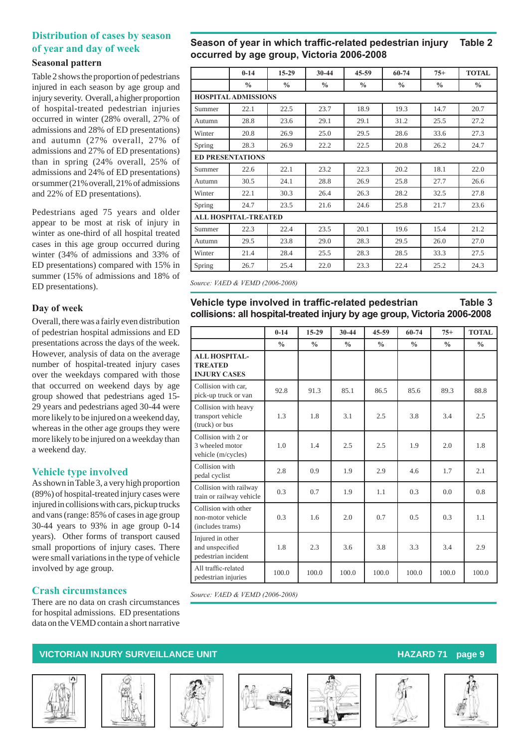## Distribution of cases by season of year and day of week

### Seasonal pattern

Table 2 shows the proportion of pedestrians injured in each season by age group and injury severity. Overall, a higher proportion of hospital-treated pedestrian injuries occurred in winter (28% overall, 27% of admissions and 28% of ED presentations) and autumn (27% overall, 27% of admissions and 27% of ED presentations) than in spring (24% overall, 25% of admissions and 24% of ED presentations) or summer (21% overall, 21% of admissions and 22% of ED presentations).

Pedestrians aged 75 years and older appear to be most at risk of injury in winter as one-third of all hospital treated cases in this age group occurred during winter (34% of admissions and 33% of ED presentations) compared with 15% in summer (15% of admissions and 18% of ED presentations).

### Day of week

Overall, there was a fairly even distribution of pedestrian hospital admissions and ED presentations across the days of the week. However, analysis of data on the average number of hospital-treated injury cases over the weekdays compared with those that occurred on weekend days by age group showed that pedestrians aged 15-29 years and pedestrians aged 30-44 were more likely to be injured on a weekend day, whereas in the other age groups they were more likely to be injured on a weekday than a weekend day.

## Vehicle type involved

As shown in Table 3, a very high proportion (89%) of hospital-treated injury cases were injured in collisions with cars, pickup trucks and vans (range: 85% of cases in age group 30-44 years to 93% in age group 0-14 years). Other forms of transport caused small proportions of injury cases. There were small variations in the type of vehicle involved by age group.

## Crash circumstances

There are no data on crash circumstances for hospital admissions. ED presentations data on the VEMD contain a short narrative

**Season of year in which traffic-related pedestrian injury occurred by age group, Victoria 2006-2008 — Table 2**

| | 0-14 | 15-29 | 30-44 | 45-59 | 60-74 | 75+ | TOTAL |
|---|---|---|---|---|---|---|---|
| | % | % | % | % | % | % | % |
| **HOSPITAL ADMISSIONS** | | | | | | | |
| Summer | 22.1 | 22.5 | 23.7 | 18.9 | 19.3 | 14.7 | 20.7 |
| Autumn | 28.8 | 23.6 | 29.1 | 29.1 | 31.2 | 25.5 | 27.2 |
| Winter | 20.8 | 26.9 | 25.0 | 29.5 | 28.6 | 33.6 | 27.3 |
| Spring | 28.3 | 26.9 | 22.2 | 22.5 | 20.8 | 26.2 | 24.7 |
| **ED PRESENTATIONS** | | | | | | | |
| Summer | 22.6 | 22.1 | 23.2 | 22.3 | 20.2 | 18.1 | 22.0 |
| Autumn | 30.5 | 24.1 | 28.8 | 26.9 | 25.8 | 27.7 | 26.6 |
| Winter | 22.1 | 30.3 | 26.4 | 26.3 | 28.2 | 32.5 | 27.8 |
| Spring | 24.7 | 23.5 | 21.6 | 24.6 | 25.8 | 21.7 | 23.6 |
| **ALL HOSPITAL-TREATED** | | | | | | | |
| Summer | 22.3 | 22.4 | 23.5 | 20.1 | 19.6 | 15.4 | 21.2 |
| Autumn | 29.5 | 23.8 | 29.0 | 28.3 | 29.5 | 26.0 | 27.0 |
| Winter | 21.4 | 28.4 | 25.5 | 28.3 | 28.5 | 33.3 | 27.5 |
| Spring | 26.7 | 25.4 | 22.0 | 23.3 | 22.4 | 25.2 | 24.3 |

*Source: VAED & VEMD (2006-2008)*

**Vehicle type involved in traffic-related pedestrian collisions: all hospital-treated injury by age group, Victoria 2006-2008 — Table 3**

| | 0-14 | 15-29 | 30-44 | 45-59 | 60-74 | 75+ | TOTAL |
|---|---|---|---|---|---|---|---|
| | % | % | % | % | % | % | % |
| **ALL HOSPITAL-TREATED INJURY CASES** | | | | | | | |
| Collision with car, pick-up truck or van | 92.8 | 91.3 | 85.1 | 86.5 | 85.6 | 89.3 | 88.8 |
| Collision with heavy transport vehicle (truck) or bus | 1.3 | 1.8 | 3.1 | 2.5 | 3.8 | 3.4 | 2.5 |
| Collision with 2 or 3 wheeled motor vehicle (m/cycles) | 1.0 | 1.4 | 2.5 | 2.5 | 1.9 | 2.0 | 1.8 |
| Collision with pedal cyclist | 2.8 | 0.9 | 1.9 | 2.9 | 4.6 | 1.7 | 2.1 |
| Collision with railway train or railway vehicle | 0.3 | 0.7 | 1.9 | 1.1 | 0.3 | 0.0 | 0.8 |
| Collision with other non-motor vehicle (includes trams) | 0.3 | 1.6 | 2.0 | 0.7 | 0.5 | 0.3 | 1.1 |
| Injured in other and unspecified pedestrian incident | 1.8 | 2.3 | 3.6 | 3.8 | 3.3 | 3.4 | 2.9 |
| All traffic-related pedestrian injuries | 100.0 | 100.0 | 100.0 | 100.0 | 100.0 | 100.0 | 100.0 |

*Source: VAED & VEMD (2006-2008)*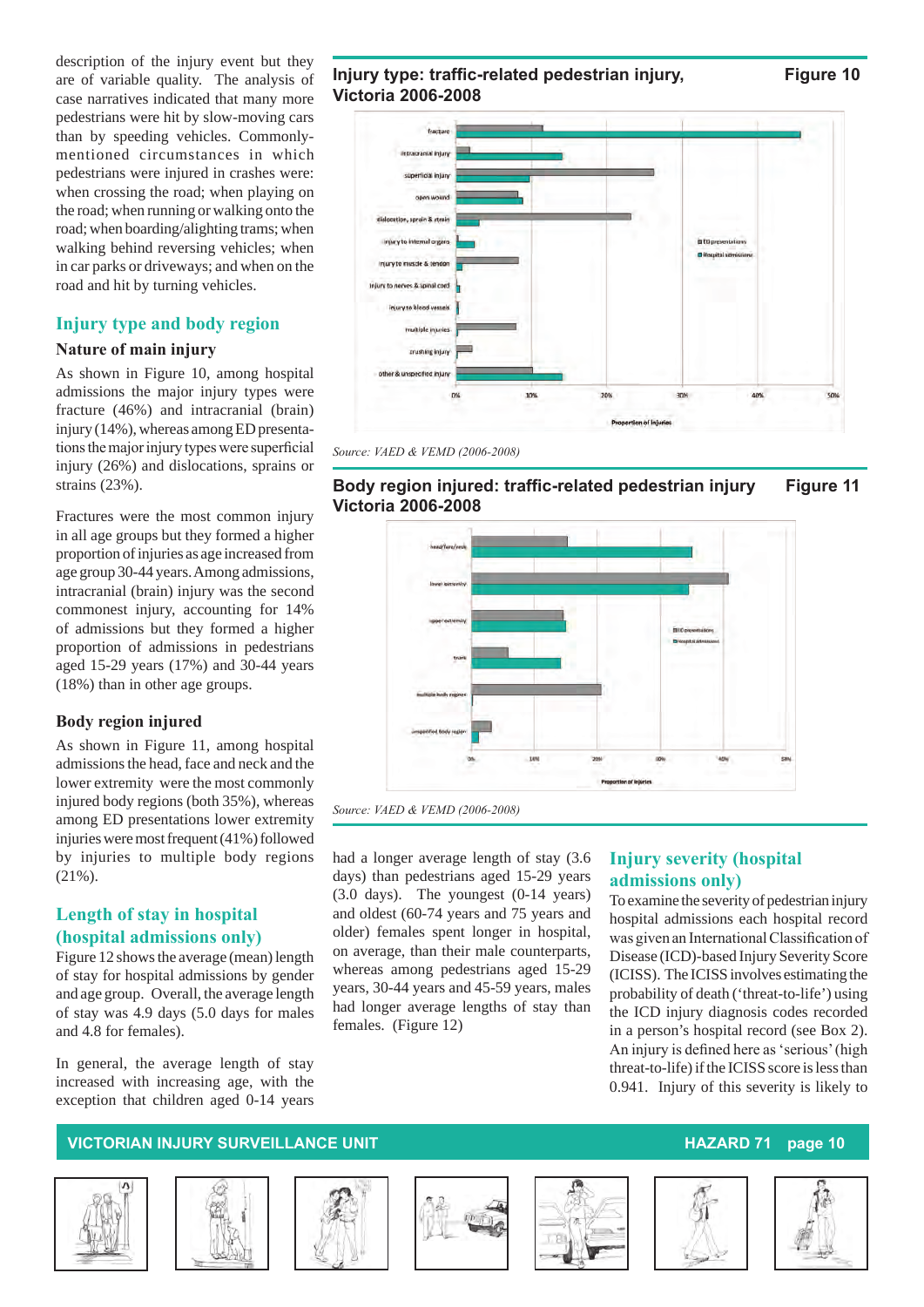description of the injury event but they are of variable quality. The analysis of case narratives indicated that many more pedestrians were hit by slow-moving cars than by speeding vehicles. Commonly-mentioned circumstances in which pedestrians were injured in crashes were: when crossing the road; when playing on the road; when running or walking onto the road; when boarding/alighting trams; when walking behind reversing vehicles; when in car parks or driveways; and when on the road and hit by turning vehicles.

## Injury type and body region

### Nature of main injury

As shown in Figure 10, among hospital admissions the major injury types were fracture (46%) and intracranial (brain) injury (14%), whereas among ED presentations the major injury types were superficial injury (26%) and dislocations, sprains or strains (23%).

Fractures were the most common injury in all age groups but they formed a higher proportion of injuries as age increased from age group 30-44 years. Among admissions, intracranial (brain) injury was the second commonest injury, accounting for 14% of admissions but they formed a higher proportion of admissions in pedestrians aged 15-29 years (17%) and 30-44 years (18%) than in other age groups.

### Body region injured

As shown in Figure 11, among hospital admissions the head, face and neck and the lower extremity were the most commonly injured body regions (both 35%), whereas among ED presentations lower extremity injuries were most frequent (41%) followed by injuries to multiple body regions (21%).

## Length of stay in hospital (hospital admissions only)

Figure 12 shows the average (mean) length of stay for hospital admissions by gender and age group. Overall, the average length of stay was 4.9 days (5.0 days for males and 4.8 for females).

In general, the average length of stay increased with increasing age, with the exception that children aged 0-14 years had a longer average length of stay (3.6 days) than pedestrians aged 15-29 years (3.0 days). The youngest (0-14 years) and oldest (60-74 years and 75 years and older) females spent longer in hospital, on average, than their male counterparts, whereas among pedestrians aged 15-29 years, 30-44 years and 45-59 years, males had longer average lengths of stay than females. (Figure 12)

**Injury type: traffic-related pedestrian injury, Victoria 2006-2008** — **Figure 10**

*Source: VAED & VEMD (2006-2008)*

**Body region injured: traffic-related pedestrian injury Victoria 2006-2008** — **Figure 11**

*Source: VAED & VEMD (2006-2008)*

## Injury severity (hospital admissions only)

To examine the severity of pedestrian injury hospital admissions each hospital record was given an International Classification of Disease (ICD)-based Injury Severity Score (ICISS). The ICISS involves estimating the probability of death ('threat-to-life') using the ICD injury diagnosis codes recorded in a person's hospital record (see Box 2). An injury is defined here as 'serious' (high threat-to-life) if the ICISS score is less than 0.941. Injury of this severity is likely to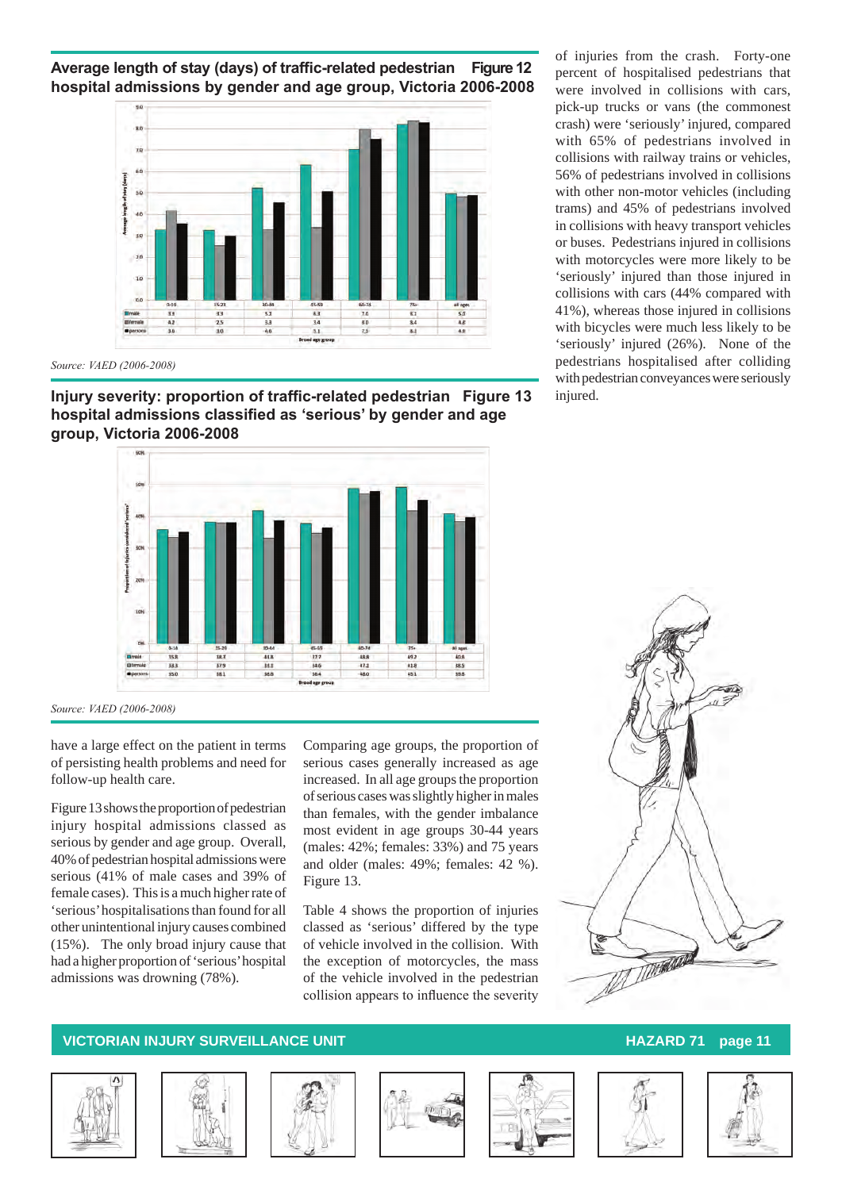**Average length of stay (days) of traffic-related pedestrian hospital admissions by gender and age group, Victoria 2006-2008** **Figure 12**

| | 0-14 | 15-29 | 30-44 | 45-59 | 60-74 | 75+ | all ages |
|---|---|---|---|---|---|---|---|
| male | 3.3 | 3.3 | 5.3 | 6.3 | 7.0 | 8.1 | 5.0 |
| female | 4.2 | 2.5 | 3.3 | 3.4 | 8.0 | 8.4 | 4.8 |
| persons | 3.6 | 3.0 | 4.6 | 5.1 | 7.5 | 8.3 | 4.9 |

*Source: VAED (2006-2008)*

**Injury severity: proportion of traffic-related pedestrian hospital admissions classified as 'serious' by gender and age group, Victoria 2006-2008** **Figure 13**

| | 0-14 | 15-29 | 30-44 | 45-59 | 60-74 | 75+ | All ages |
|---|---|---|---|---|---|---|---|
| male | 35.8 | 38.3 | 41.8 | 37.7 | 48.8 | 49.2 | 40.6 |
| female | 33.3 | 37.9 | 33.1 | 34.6 | 47.2 | 41.8 | 38.5 |
| persons | 35.0 | 38.1 | 38.8 | 36.4 | 48.0 | 45.1 | 39.6 |

*Source: VAED (2006-2008)*

have a large effect on the patient in terms of persisting health problems and need for follow-up health care.

Figure 13 shows the proportion of pedestrian injury hospital admissions classed as serious by gender and age group. Overall, 40% of pedestrian hospital admissions were serious (41% of male cases and 39% of female cases). This is a much higher rate of 'serious' hospitalisations than found for all other unintentional injury causes combined (15%). The only broad injury cause that had a higher proportion of 'serious' hospital admissions was drowning (78%).

Comparing age groups, the proportion of serious cases generally increased as age increased. In all age groups the proportion of serious cases was slightly higher in males than females, with the gender imbalance most evident in age groups 30-44 years (males: 42%; females: 33%) and 75 years and older (males: 49%; females: 42 %). Figure 13.

Table 4 shows the proportion of injuries classed as 'serious' differed by the type of vehicle involved in the collision. With the exception of motorcycles, the mass of the vehicle involved in the pedestrian collision appears to influence the severity of injuries from the crash. Forty-one percent of hospitalised pedestrians that were involved in collisions with cars, pick-up trucks or vans (the commonest crash) were 'seriously' injured, compared with 65% of pedestrians involved in collisions with railway trains or vehicles, 56% of pedestrians involved in collisions with other non-motor vehicles (including trams) and 45% of pedestrians involved in collisions with heavy transport vehicles or buses. Pedestrians injured in collisions with motorcycles were more likely to be 'seriously' injured than those injured in collisions with cars (44% compared with 41%), whereas those injured in collisions with bicycles were much less likely to be 'seriously' injured (26%). None of the pedestrians hospitalised after colliding with pedestrian conveyances were seriously injured.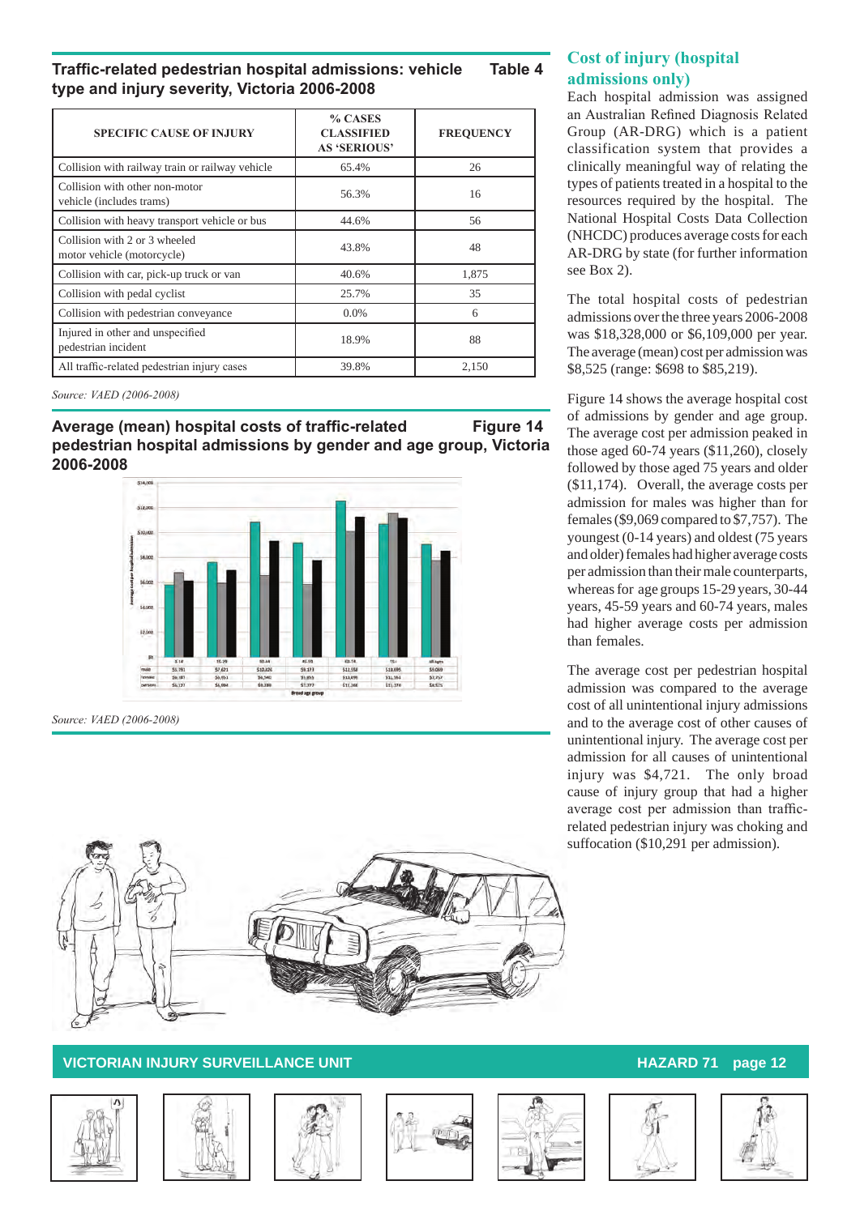## Traffic-related pedestrian hospital admissions: vehicle type and injury severity, Victoria 2006-2008 — Table 4

| SPECIFIC CAUSE OF INJURY | % CASES CLASSIFIED AS 'SERIOUS' | FREQUENCY |
|---|---|---|
| Collision with railway train or railway vehicle | 65.4% | 26 |
| Collision with other non-motor vehicle (includes trams) | 56.3% | 16 |
| Collision with heavy transport vehicle or bus | 44.6% | 56 |
| Collision with 2 or 3 wheeled motor vehicle (motorcycle) | 43.8% | 48 |
| Collision with car, pick-up truck or van | 40.6% | 1,875 |
| Collision with pedal cyclist | 25.7% | 35 |
| Collision with pedestrian conveyance | 0.0% | 6 |
| Injured in other and unspecified pedestrian incident | 18.9% | 88 |
| All traffic-related pedestrian injury cases | 39.8% | 2,150 |

*Source: VAED (2006-2008)*

## Average (mean) hospital costs of traffic-related pedestrian hospital admissions by gender and age group, Victoria 2006-2008 — Figure 14

*Source: VAED (2006-2008)*

## Cost of injury (hospital admissions only)

Each hospital admission was assigned an Australian Refined Diagnosis Related Group (AR-DRG) which is a patient classification system that provides a clinically meaningful way of relating the types of patients treated in a hospital to the resources required by the hospital. The National Hospital Costs Data Collection (NHCDC) produces average costs for each AR-DRG by state (for further information see Box 2).

The total hospital costs of pedestrian admissions over the three years 2006-2008 was $18,328,000 or $6,109,000 per year. The average (mean) cost per admission was $8,525 (range: $698 to $85,219).

Figure 14 shows the average hospital cost of admissions by gender and age group. The average cost per admission peaked in those aged 60-74 years ($11,260), closely followed by those aged 75 years and older ($11,174). Overall, the average costs per admission for males was higher than for females ($9,069 compared to $7,757). The youngest (0-14 years) and oldest (75 years and older) females had higher average costs per admission than their male counterparts, whereas for age groups 15-29 years, 30-44 years, 45-59 years and 60-74 years, males had higher average costs per admission than females.

The average cost per pedestrian hospital admission was compared to the average cost of all unintentional injury admissions and to the average cost of other causes of unintentional injury. The average cost per admission for all causes of unintentional injury was $4,721. The only broad cause of injury group that had a higher average cost per admission than traffic-related pedestrian injury was choking and suffocation ($10,291 per admission).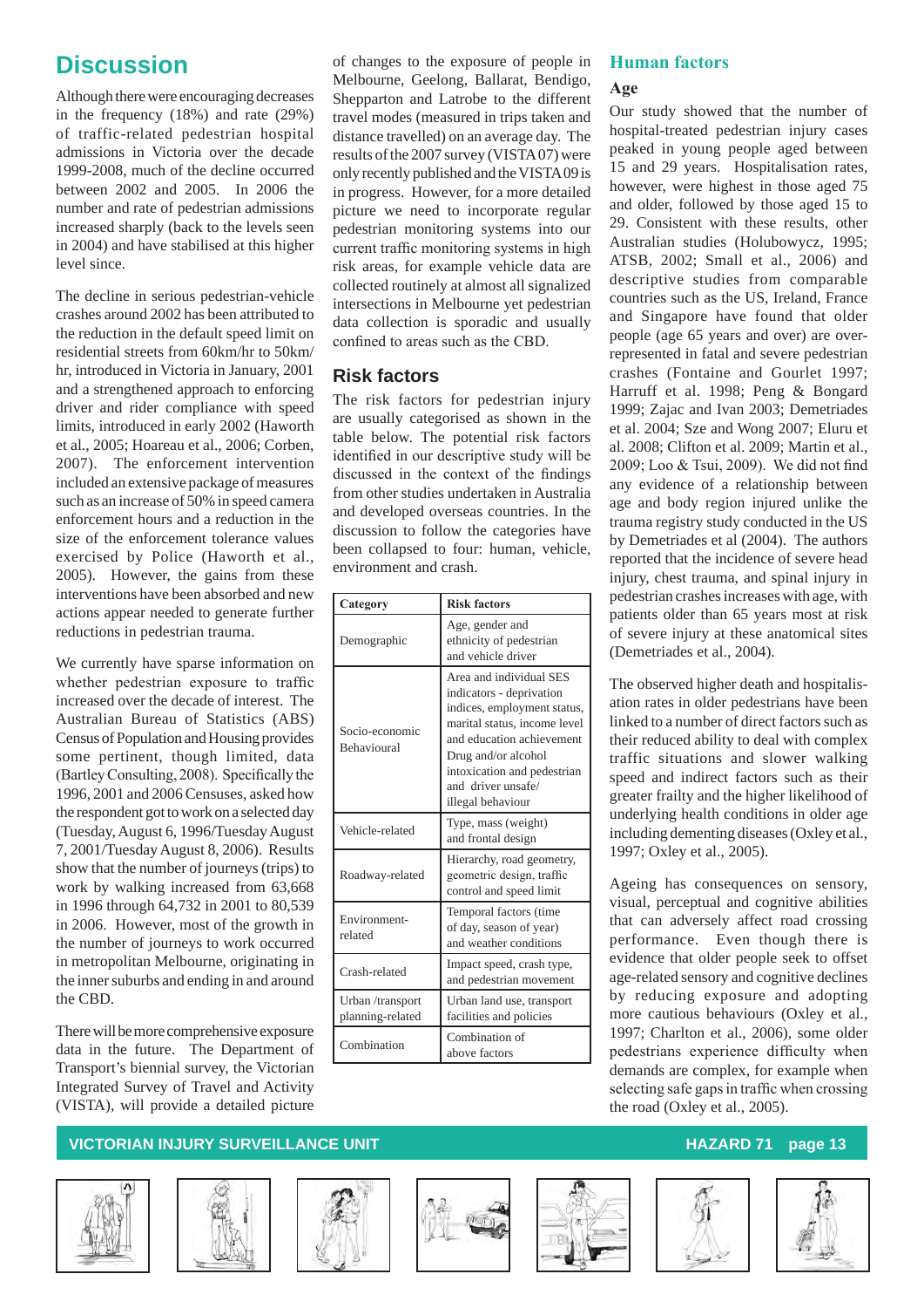# Discussion

Although there were encouraging decreases in the frequency (18%) and rate (29%) of traffic-related pedestrian hospital admissions in Victoria over the decade 1999-2008, much of the decline occurred between 2002 and 2005. In 2006 the number and rate of pedestrian admissions increased sharply (back to the levels seen in 2004) and have stabilised at this higher level since.

The decline in serious pedestrian-vehicle crashes around 2002 has been attributed to the reduction in the default speed limit on residential streets from 60km/hr to 50km/hr, introduced in Victoria in January, 2001 and a strengthened approach to enforcing driver and rider compliance with speed limits, introduced in early 2002 (Haworth et al., 2005; Hoareau et al., 2006; Corben, 2007). The enforcement intervention included an extensive package of measures such as an increase of 50% in speed camera enforcement hours and a reduction in the size of the enforcement tolerance values exercised by Police (Haworth et al., 2005). However, the gains from these interventions have been absorbed and new actions appear needed to generate further reductions in pedestrian trauma.

We currently have sparse information on whether pedestrian exposure to traffic increased over the decade of interest. The Australian Bureau of Statistics (ABS) Census of Population and Housing provides some pertinent, though limited, data (Bartley Consulting, 2008). Specifically the 1996, 2001 and 2006 Censuses, asked how the respondent got to work on a selected day (Tuesday, August 6, 1996/Tuesday August 7, 2001/Tuesday August 8, 2006). Results show that the number of journeys (trips) to work by walking increased from 63,668 in 1996 through 64,732 in 2001 to 80,539 in 2006. However, most of the growth in the number of journeys to work occurred in metropolitan Melbourne, originating in the inner suburbs and ending in and around the CBD.

There will be more comprehensive exposure data in the future. The Department of Transport's biennial survey, the Victorian Integrated Survey of Travel and Activity (VISTA), will provide a detailed picture of changes to the exposure of people in Melbourne, Geelong, Ballarat, Bendigo, Shepparton and Latrobe to the different travel modes (measured in trips taken and distance travelled) on an average day. The results of the 2007 survey (VISTA07) were only recently published and the VISTA09 is in progress. However, for a more detailed picture we need to incorporate regular pedestrian monitoring systems into our current traffic monitoring systems in high risk areas, for example vehicle data are collected routinely at almost all signalized intersections in Melbourne yet pedestrian data collection is sporadic and usually confined to areas such as the CBD.

## Risk factors

The risk factors for pedestrian injury are usually categorised as shown in the table below. The potential risk factors identified in our descriptive study will be discussed in the context of the findings from other studies undertaken in Australia and developed overseas countries. In the discussion to follow the categories have been collapsed to four: human, vehicle, environment and crash.

| Category | Risk factors |
|---|---|
| Demographic | Age, gender and ethnicity of pedestrian and vehicle driver |
| Socio-economic Behavioural | Area and individual SES indicators - deprivation indices, employment status, marital status, income level and education achievement Drug and/or alcohol intoxication and pedestrian and driver unsafe/ illegal behaviour |
| Vehicle-related | Type, mass (weight) and frontal design |
| Roadway-related | Hierarchy, road geometry, geometric design, traffic control and speed limit |
| Environment-related | Temporal factors (time of day, season of year) and weather conditions |
| Crash-related | Impact speed, crash type, and pedestrian movement |
| Urban /transport planning-related | Urban land use, transport facilities and policies |
| Combination | Combination of above factors |

## Human factors

### Age

Our study showed that the number of hospital-treated pedestrian injury cases peaked in young people aged between 15 and 29 years. Hospitalisation rates, however, were highest in those aged 75 and older, followed by those aged 15 to 29. Consistent with these results, other Australian studies (Holubowycz, 1995; ATSB, 2002; Small et al., 2006) and descriptive studies from comparable countries such as the US, Ireland, France and Singapore have found that older people (age 65 years and over) are over-represented in fatal and severe pedestrian crashes (Fontaine and Gourlet 1997; Harruff et al. 1998; Peng & Bongard 1999; Zajac and Ivan 2003; Demetriades et al. 2004; Sze and Wong 2007; Eluru et al. 2008; Clifton et al. 2009; Martin et al., 2009; Loo & Tsui, 2009). We did not find any evidence of a relationship between age and body region injured unlike the trauma registry study conducted in the US by Demetriades et al (2004). The authors reported that the incidence of severe head injury, chest trauma, and spinal injury in pedestrian crashes increases with age, with patients older than 65 years most at risk of severe injury at these anatomical sites (Demetriades et al., 2004).

The observed higher death and hospitalisation rates in older pedestrians have been linked to a number of direct factors such as their reduced ability to deal with complex traffic situations and slower walking speed and indirect factors such as their greater frailty and the higher likelihood of underlying health conditions in older age including dementing diseases (Oxley et al., 1997; Oxley et al., 2005).

Ageing has consequences on sensory, visual, perceptual and cognitive abilities that can adversely affect road crossing performance. Even though there is evidence that older people seek to offset age-related sensory and cognitive declines by reducing exposure and adopting more cautious behaviours (Oxley et al., 1997; Charlton et al., 2006), some older pedestrians experience difficulty when demands are complex, for example when selecting safe gaps in traffic when crossing the road (Oxley et al., 2005).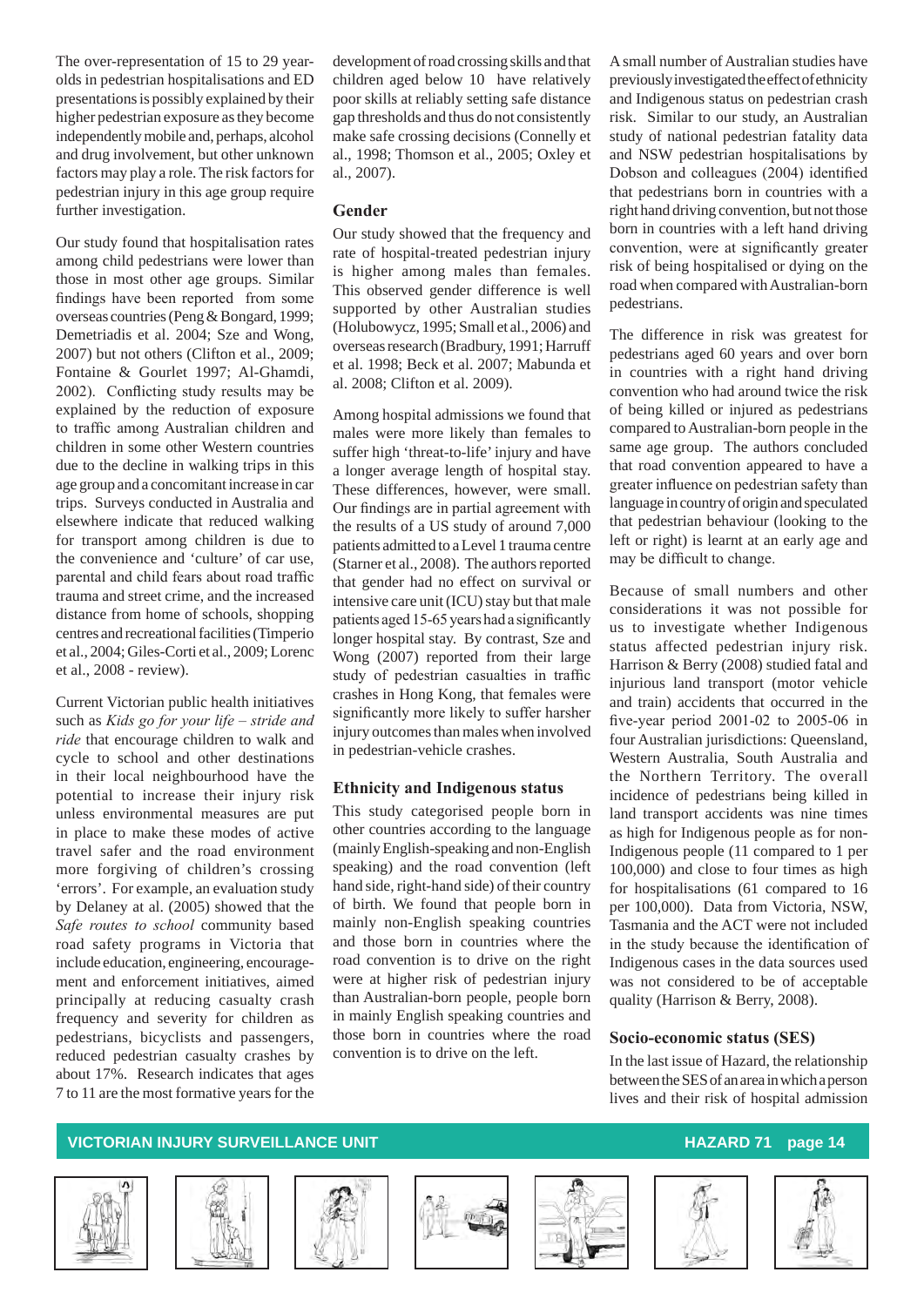The over-representation of 15 to 29 year-olds in pedestrian hospitalisations and ED presentations is possibly explained by their higher pedestrian exposure as they become independently mobile and, perhaps, alcohol and drug involvement, but other unknown factors may play a role. The risk factors for pedestrian injury in this age group require further investigation.

Our study found that hospitalisation rates among child pedestrians were lower than those in most other age groups. Similar findings have been reported from some overseas countries (Peng & Bongard, 1999; Demetriadis et al. 2004; Sze and Wong, 2007) but not others (Clifton et al., 2009; Fontaine & Gourlet 1997; Al-Ghamdi, 2002). Conflicting study results may be explained by the reduction of exposure to traffic among Australian children and children in some other Western countries due to the decline in walking trips in this age group and a concomitant increase in car trips. Surveys conducted in Australia and elsewhere indicate that reduced walking for transport among children is due to the convenience and 'culture' of car use, parental and child fears about road traffic trauma and street crime, and the increased distance from home of schools, shopping centres and recreational facilities (Timperio et al., 2004; Giles-Corti et al., 2009; Lorenc et al., 2008 - review).

Current Victorian public health initiatives such as *Kids go for your life – stride and ride* that encourage children to walk and cycle to school and other destinations in their local neighbourhood have the potential to increase their injury risk unless environmental measures are put in place to make these modes of active travel safer and the road environment more forgiving of children's crossing 'errors'. For example, an evaluation study by Delaney at al. (2005) showed that the *Safe routes to school* community based road safety programs in Victoria that include education, engineering, encouragement and enforcement initiatives, aimed principally at reducing casualty crash frequency and severity for children as pedestrians, bicyclists and passengers, reduced pedestrian casualty crashes by about 17%. Research indicates that ages 7 to 11 are the most formative years for the development of road crossing skills and that children aged below 10 have relatively poor skills at reliably setting safe distance gap thresholds and thus do not consistently make safe crossing decisions (Connelly et al., 1998; Thomson et al., 2005; Oxley et al., 2007).

### Gender

Our study showed that the frequency and rate of hospital-treated pedestrian injury is higher among males than females. This observed gender difference is well supported by other Australian studies (Holubowycz, 1995; Small et al., 2006) and overseas research (Bradbury, 1991; Harruff et al. 1998; Beck et al. 2007; Mabunda et al. 2008; Clifton et al. 2009).

Among hospital admissions we found that males were more likely than females to suffer high 'threat-to-life' injury and have a longer average length of hospital stay. These differences, however, were small. Our findings are in partial agreement with the results of a US study of around 7,000 patients admitted to a Level 1 trauma centre (Starner et al., 2008). The authors reported that gender had no effect on survival or intensive care unit (ICU) stay but that male patients aged 15-65 years had a significantly longer hospital stay. By contrast, Sze and Wong (2007) reported from their large study of pedestrian casualties in traffic crashes in Hong Kong, that females were significantly more likely to suffer harsher injury outcomes than males when involved in pedestrian-vehicle crashes.

### Ethnicity and Indigenous status

This study categorised people born in other countries according to the language (mainly English-speaking and non-English speaking) and the road convention (left hand side, right-hand side) of their country of birth. We found that people born in mainly non-English speaking countries and those born in countries where the road convention is to drive on the right were at higher risk of pedestrian injury than Australian-born people, people born in mainly English speaking countries and those born in countries where the road convention is to drive on the left.

A small number of Australian studies have previously investigated the effect of ethnicity and Indigenous status on pedestrian crash risk. Similar to our study, an Australian study of national pedestrian fatality data and NSW pedestrian hospitalisations by Dobson and colleagues (2004) identified that pedestrians born in countries with a right hand driving convention, but not those born in countries with a left hand driving convention, were at significantly greater risk of being hospitalised or dying on the road when compared with Australian-born pedestrians.

The difference in risk was greatest for pedestrians aged 60 years and over born in countries with a right hand driving convention who had around twice the risk of being killed or injured as pedestrians compared to Australian-born people in the same age group. The authors concluded that road convention appeared to have a greater influence on pedestrian safety than language in country of origin and speculated that pedestrian behaviour (looking to the left or right) is learnt at an early age and may be difficult to change.

Because of small numbers and other considerations it was not possible for us to investigate whether Indigenous status affected pedestrian injury risk. Harrison & Berry (2008) studied fatal and injurious land transport (motor vehicle and train) accidents that occurred in the five-year period 2001-02 to 2005-06 in four Australian jurisdictions: Queensland, Western Australia, South Australia and the Northern Territory. The overall incidence of pedestrians being killed in land transport accidents was nine times as high for Indigenous people as for non-Indigenous people (11 compared to 1 per 100,000) and close to four times as high for hospitalisations (61 compared to 16 per 100,000). Data from Victoria, NSW, Tasmania and the ACT were not included in the study because the identification of Indigenous cases in the data sources used was not considered to be of acceptable quality (Harrison & Berry, 2008).

### Socio-economic status (SES)

In the last issue of Hazard, the relationship between the SES of an area in which a person lives and their risk of hospital admission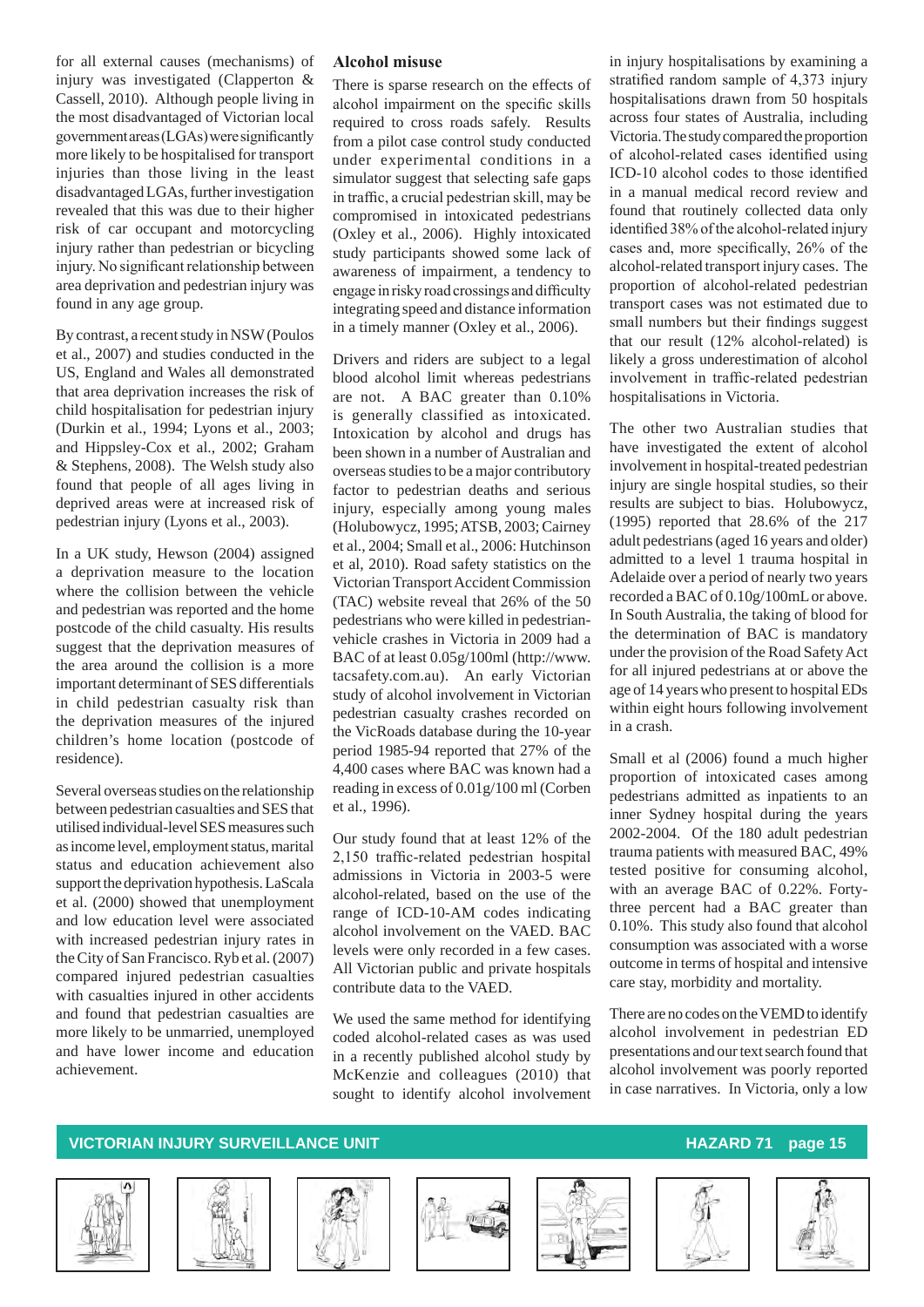for all external causes (mechanisms) of injury was investigated (Clapperton & Cassell, 2010). Although people living in the most disadvantaged of Victorian local government areas (LGAs) were significantly more likely to be hospitalised for transport injuries than those living in the least disadvantaged LGAs, further investigation revealed that this was due to their higher risk of car occupant and motorcycling injury rather than pedestrian or bicycling injury. No significant relationship between area deprivation and pedestrian injury was found in any age group.

By contrast, a recent study in NSW (Poulos et al., 2007) and studies conducted in the US, England and Wales all demonstrated that area deprivation increases the risk of child hospitalisation for pedestrian injury (Durkin et al., 1994; Lyons et al., 2003; and Hippsley-Cox et al., 2002; Graham & Stephens, 2008). The Welsh study also found that people of all ages living in deprived areas were at increased risk of pedestrian injury (Lyons et al., 2003).

In a UK study, Hewson (2004) assigned a deprivation measure to the location where the collision between the vehicle and pedestrian was reported and the home postcode of the child casualty. His results suggest that the deprivation measures of the area around the collision is a more important determinant of SES differentials in child pedestrian casualty risk than the deprivation measures of the injured children's home location (postcode of residence).

Several overseas studies on the relationship between pedestrian casualties and SES that utilised individual-level SES measures such as income level, employment status, marital status and education achievement also support the deprivation hypothesis. LaScala et al. (2000) showed that unemployment and low education level were associated with increased pedestrian injury rates in the City of San Francisco. Ryb et al. (2007) compared injured pedestrian casualties with casualties injured in other accidents and found that pedestrian casualties are more likely to be unmarried, unemployed and have lower income and education achievement.

### Alcohol misuse

There is sparse research on the effects of alcohol impairment on the specific skills required to cross roads safely. Results from a pilot case control study conducted under experimental conditions in a simulator suggest that selecting safe gaps in traffic, a crucial pedestrian skill, may be compromised in intoxicated pedestrians (Oxley et al., 2006). Highly intoxicated study participants showed some lack of awareness of impairment, a tendency to engage in risky road crossings and difficulty integrating speed and distance information in a timely manner (Oxley et al., 2006).

Drivers and riders are subject to a legal blood alcohol limit whereas pedestrians are not. A BAC greater than 0.10% is generally classified as intoxicated. Intoxication by alcohol and drugs has been shown in a number of Australian and overseas studies to be a major contributory factor to pedestrian deaths and serious injury, especially among young males (Holubowycz, 1995; ATSB, 2003; Cairney et al., 2004; Small et al., 2006: Hutchinson et al, 2010). Road safety statistics on the Victorian Transport Accident Commission (TAC) website reveal that 26% of the 50 pedestrians who were killed in pedestrian-vehicle crashes in Victoria in 2009 had a BAC of at least 0.05g/100ml (http://www.tacsafety.com.au). An early Victorian study of alcohol involvement in Victorian pedestrian casualty crashes recorded on the VicRoads database during the 10-year period 1985-94 reported that 27% of the 4,400 cases where BAC was known had a reading in excess of 0.01g/100 ml (Corben et al., 1996).

Our study found that at least 12% of the 2,150 traffic-related pedestrian hospital admissions in Victoria in 2003-5 were alcohol-related, based on the use of the range of ICD-10-AM codes indicating alcohol involvement on the VAED. BAC levels were only recorded in a few cases. All Victorian public and private hospitals contribute data to the VAED.

We used the same method for identifying coded alcohol-related cases as was used in a recently published alcohol study by McKenzie and colleagues (2010) that sought to identify alcohol involvement in injury hospitalisations by examining a stratified random sample of 4,373 injury hospitalisations drawn from 50 hospitals across four states of Australia, including Victoria. The study compared the proportion of alcohol-related cases identified using ICD-10 alcohol codes to those identified in a manual medical record review and found that routinely collected data only identified 38% of the alcohol-related injury cases and, more specifically, 26% of the alcohol-related transport injury cases. The proportion of alcohol-related pedestrian transport cases was not estimated due to small numbers but their findings suggest that our result (12% alcohol-related) is likely a gross underestimation of alcohol involvement in traffic-related pedestrian hospitalisations in Victoria.

The other two Australian studies that have investigated the extent of alcohol involvement in hospital-treated pedestrian injury are single hospital studies, so their results are subject to bias. Holubowycz, (1995) reported that 28.6% of the 217 adult pedestrians (aged 16 years and older) admitted to a level 1 trauma hospital in Adelaide over a period of nearly two years recorded a BAC of 0.10g/100mL or above. In South Australia, the taking of blood for the determination of BAC is mandatory under the provision of the Road Safety Act for all injured pedestrians at or above the age of 14 years who present to hospital EDs within eight hours following involvement in a crash.

Small et al (2006) found a much higher proportion of intoxicated cases among pedestrians admitted as inpatients to an inner Sydney hospital during the years 2002-2004. Of the 180 adult pedestrian trauma patients with measured BAC, 49% tested positive for consuming alcohol, with an average BAC of 0.22%. Forty-three percent had a BAC greater than 0.10%. This study also found that alcohol consumption was associated with a worse outcome in terms of hospital and intensive care stay, morbidity and mortality.

There are no codes on the VEMD to identify alcohol involvement in pedestrian ED presentations and our text search found that alcohol involvement was poorly reported in case narratives. In Victoria, only a low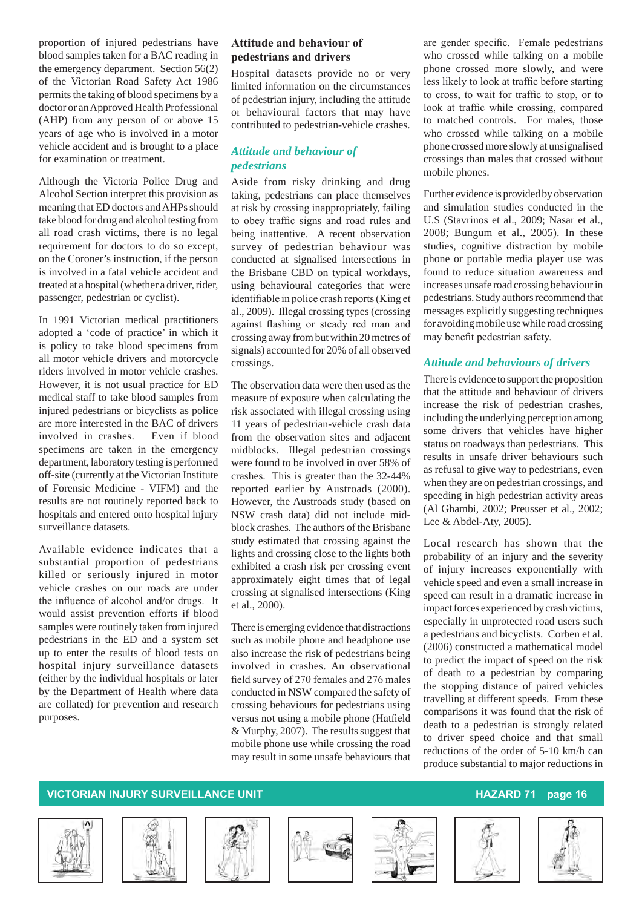proportion of injured pedestrians have blood samples taken for a BAC reading in the emergency department. Section 56(2) of the Victorian Road Safety Act 1986 permits the taking of blood specimens by a doctor or an Approved Health Professional (AHP) from any person of or above 15 years of age who is involved in a motor vehicle accident and is brought to a place for examination or treatment.

Although the Victoria Police Drug and Alcohol Section interpret this provision as meaning that ED doctors and AHPs should take blood for drug and alcohol testing from all road crash victims, there is no legal requirement for doctors to do so except, on the Coroner's instruction, if the person is involved in a fatal vehicle accident and treated at a hospital (whether a driver, rider, passenger, pedestrian or cyclist).

In 1991 Victorian medical practitioners adopted a 'code of practice' in which it is policy to take blood specimens from all motor vehicle drivers and motorcycle riders involved in motor vehicle crashes. However, it is not usual practice for ED medical staff to take blood samples from injured pedestrians or bicyclists as police are more interested in the BAC of drivers involved in crashes. Even if blood specimens are taken in the emergency department, laboratory testing is performed off-site (currently at the Victorian Institute of Forensic Medicine - VIFM) and the results are not routinely reported back to hospitals and entered onto hospital injury surveillance datasets.

Available evidence indicates that a substantial proportion of pedestrians killed or seriously injured in motor vehicle crashes on our roads are under the influence of alcohol and/or drugs. It would assist prevention efforts if blood samples were routinely taken from injured pedestrians in the ED and a system set up to enter the results of blood tests on hospital injury surveillance datasets (either by the individual hospitals or later by the Department of Health where data are collated) for prevention and research purposes.

## Attitude and behaviour of pedestrians and drivers

Hospital datasets provide no or very limited information on the circumstances of pedestrian injury, including the attitude or behavioural factors that may have contributed to pedestrian-vehicle crashes.

### *Attitude and behaviour of pedestrians*

Aside from risky drinking and drug taking, pedestrians can place themselves at risk by crossing inappropriately, failing to obey traffic signs and road rules and being inattentive. A recent observation survey of pedestrian behaviour was conducted at signalised intersections in the Brisbane CBD on typical workdays, using behavioural categories that were identifiable in police crash reports (King et al., 2009). Illegal crossing types (crossing against flashing or steady red man and crossing away from but within 20 metres of signals) accounted for 20% of all observed crossings.

The observation data were then used as the measure of exposure when calculating the risk associated with illegal crossing using 11 years of pedestrian-vehicle crash data from the observation sites and adjacent midblocks. Illegal pedestrian crossings were found to be involved in over 58% of crashes. This is greater than the 32-44% reported earlier by Austroads (2000). However, the Austroads study (based on NSW crash data) did not include mid-block crashes. The authors of the Brisbane study estimated that crossing against the lights and crossing close to the lights both exhibited a crash risk per crossing event approximately eight times that of legal crossing at signalised intersections (King et al., 2000).

There is emerging evidence that distractions such as mobile phone and headphone use also increase the risk of pedestrians being involved in crashes. An observational field survey of 270 females and 276 males conducted in NSW compared the safety of crossing behaviours for pedestrians using versus not using a mobile phone (Hatfield & Murphy, 2007). The results suggest that mobile phone use while crossing the road may result in some unsafe behaviours that are gender specific. Female pedestrians who crossed while talking on a mobile phone crossed more slowly, and were less likely to look at traffic before starting to cross, to wait for traffic to stop, or to look at traffic while crossing, compared to matched controls. For males, those who crossed while talking on a mobile phone crossed more slowly at unsignalised crossings than males that crossed without mobile phones.

Further evidence is provided by observation and simulation studies conducted in the U.S (Stavrinos et al., 2009; Nasar et al., 2008; Bungum et al., 2005). In these studies, cognitive distraction by mobile phone or portable media player use was found to reduce situation awareness and increases unsafe road crossing behaviour in pedestrians. Study authors recommend that messages explicitly suggesting techniques for avoiding mobile use while road crossing may benefit pedestrian safety.

### *Attitude and behaviours of drivers*

There is evidence to support the proposition that the attitude and behaviour of drivers increase the risk of pedestrian crashes, including the underlying perception among some drivers that vehicles have higher status on roadways than pedestrians. This results in unsafe driver behaviours such as refusal to give way to pedestrians, even when they are on pedestrian crossings, and speeding in high pedestrian activity areas (Al Ghambi, 2002; Preusser et al., 2002; Lee & Abdel-Aty, 2005).

Local research has shown that the probability of an injury and the severity of injury increases exponentially with vehicle speed and even a small increase in speed can result in a dramatic increase in impact forces experienced by crash victims, especially in unprotected road users such a pedestrians and bicyclists. Corben et al. (2006) constructed a mathematical model to predict the impact of speed on the risk of death to a pedestrian by comparing the stopping distance of paired vehicles travelling at different speeds. From these comparisons it was found that the risk of death to a pedestrian is strongly related to driver speed choice and that small reductions of the order of 5-10 km/h can produce substantial to major reductions in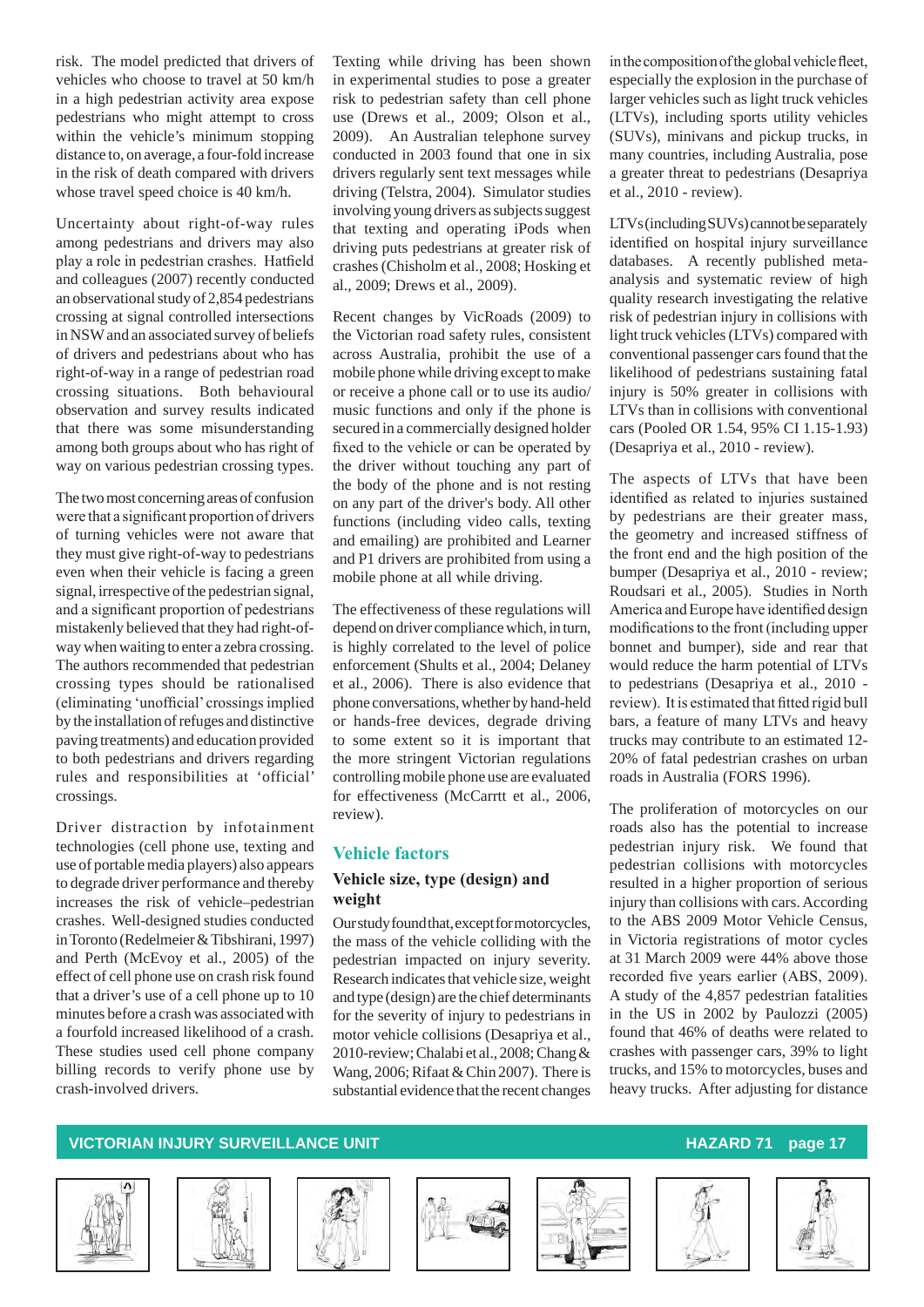risk. The model predicted that drivers of vehicles who choose to travel at 50 km/h in a high pedestrian activity area expose pedestrians who might attempt to cross within the vehicle's minimum stopping distance to, on average, a four-fold increase in the risk of death compared with drivers whose travel speed choice is 40 km/h.

Uncertainty about right-of-way rules among pedestrians and drivers may also play a role in pedestrian crashes. Hatfield and colleagues (2007) recently conducted an observational study of 2,854 pedestrians crossing at signal controlled intersections in NSW and an associated survey of beliefs of drivers and pedestrians about who has right-of-way in a range of pedestrian road crossing situations. Both behavioural observation and survey results indicated that there was some misunderstanding among both groups about who has right of way on various pedestrian crossing types.

The two most concerning areas of confusion were that a significant proportion of drivers of turning vehicles were not aware that they must give right-of-way to pedestrians even when their vehicle is facing a green signal, irrespective of the pedestrian signal, and a significant proportion of pedestrians mistakenly believed that they had right-of-way when waiting to enter a zebra crossing. The authors recommended that pedestrian crossing types should be rationalised (eliminating 'unofficial' crossings implied by the installation of refuges and distinctive paving treatments) and education provided to both pedestrians and drivers regarding rules and responsibilities at 'official' crossings.

Driver distraction by infotainment technologies (cell phone use, texting and use of portable media players) also appears to degrade driver performance and thereby increases the risk of vehicle–pedestrian crashes. Well-designed studies conducted in Toronto (Redelmeier & Tibshirani, 1997) and Perth (McEvoy et al., 2005) of the effect of cell phone use on crash risk found that a driver's use of a cell phone up to 10 minutes before a crash was associated with a fourfold increased likelihood of a crash. These studies used cell phone company billing records to verify phone use by crash-involved drivers.

Texting while driving has been shown in experimental studies to pose a greater risk to pedestrian safety than cell phone use (Drews et al., 2009; Olson et al., 2009). An Australian telephone survey conducted in 2003 found that one in six drivers regularly sent text messages while driving (Telstra, 2004). Simulator studies involving young drivers as subjects suggest that texting and operating iPods when driving puts pedestrians at greater risk of crashes (Chisholm et al., 2008; Hosking et al., 2009; Drews et al., 2009).

Recent changes by VicRoads (2009) to the Victorian road safety rules, consistent across Australia, prohibit the use of a mobile phone while driving except to make or receive a phone call or to use its audio/music functions and only if the phone is secured in a commercially designed holder fixed to the vehicle or can be operated by the driver without touching any part of the body of the phone and is not resting on any part of the driver's body. All other functions (including video calls, texting and emailing) are prohibited and Learner and P1 drivers are prohibited from using a mobile phone at all while driving.

The effectiveness of these regulations will depend on driver compliance which, in turn, is highly correlated to the level of police enforcement (Shults et al., 2004; Delaney et al., 2006). There is also evidence that phone conversations, whether by hand-held or hands-free devices, degrade driving to some extent so it is important that the more stringent Victorian regulations controlling mobile phone use are evaluated for effectiveness (McCarrtt et al., 2006, review).

## Vehicle factors

### Vehicle size, type (design) and weight

Our study found that, except for motorcycles, the mass of the vehicle colliding with the pedestrian impacted on injury severity. Research indicates that vehicle size, weight and type (design) are the chief determinants for the severity of injury to pedestrians in motor vehicle collisions (Desapriya et al., 2010-review; Chalabi et al., 2008; Chang & Wang, 2006; Rifaat & Chin 2007). There is substantial evidence that the recent changes in the composition of the global vehicle fleet, especially the explosion in the purchase of larger vehicles such as light truck vehicles (LTVs), including sports utility vehicles (SUVs), minivans and pickup trucks, in many countries, including Australia, pose a greater threat to pedestrians (Desapriya et al., 2010 - review).

LTVs (including SUVs) cannot be separately identified on hospital injury surveillance databases. A recently published meta-analysis and systematic review of high quality research investigating the relative risk of pedestrian injury in collisions with light truck vehicles (LTVs) compared with conventional passenger cars found that the likelihood of pedestrians sustaining fatal injury is 50% greater in collisions with LTVs than in collisions with conventional cars (Pooled OR 1.54, 95% CI 1.15-1.93) (Desapriya et al., 2010 - review).

The aspects of LTVs that have been identified as related to injuries sustained by pedestrians are their greater mass, the geometry and increased stiffness of the front end and the high position of the bumper (Desapriya et al., 2010 - review; Roudsari et al., 2005). Studies in North America and Europe have identified design modifications to the front (including upper bonnet and bumper), side and rear that would reduce the harm potential of LTVs to pedestrians (Desapriya et al., 2010 - review). It is estimated that fitted rigid bull bars, a feature of many LTVs and heavy trucks may contribute to an estimated 12-20% of fatal pedestrian crashes on urban roads in Australia (FORS 1996).

The proliferation of motorcycles on our roads also has the potential to increase pedestrian injury risk. We found that pedestrian collisions with motorcycles resulted in a higher proportion of serious injury than collisions with cars. According to the ABS 2009 Motor Vehicle Census, in Victoria registrations of motor cycles at 31 March 2009 were 44% above those recorded five years earlier (ABS, 2009). A study of the 4,857 pedestrian fatalities in the US in 2002 by Paulozzi (2005) found that 46% of deaths were related to crashes with passenger cars, 39% to light trucks, and 15% to motorcycles, buses and heavy trucks. After adjusting for distance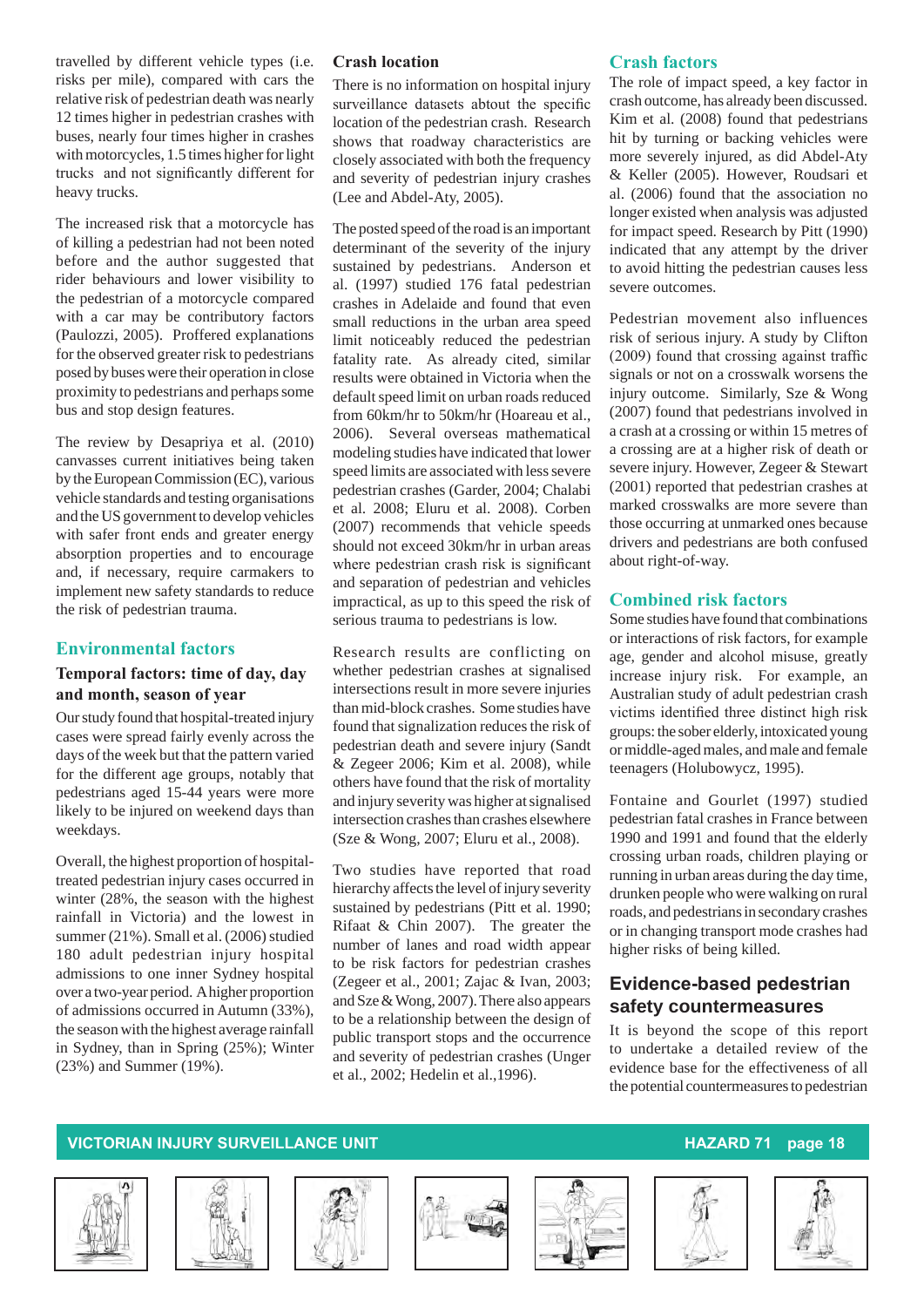travelled by different vehicle types (i.e. risks per mile), compared with cars the relative risk of pedestrian death was nearly 12 times higher in pedestrian crashes with buses, nearly four times higher in crashes with motorcycles, 1.5 times higher for light trucks and not significantly different for heavy trucks.

The increased risk that a motorcycle has of killing a pedestrian had not been noted before and the author suggested that rider behaviours and lower visibility to the pedestrian of a motorcycle compared with a car may be contributory factors (Paulozzi, 2005). Proffered explanations for the observed greater risk to pedestrians posed by buses were their operation in close proximity to pedestrians and perhaps some bus and stop design features.

The review by Desapriya et al. (2010) canvasses current initiatives being taken by the European Commission (EC), various vehicle standards and testing organisations and the US government to develop vehicles with safer front ends and greater energy absorption properties and to encourage and, if necessary, require carmakers to implement new safety standards to reduce the risk of pedestrian trauma.

## Environmental factors

### Temporal factors: time of day, day and month, season of year

Our study found that hospital-treated injury cases were spread fairly evenly across the days of the week but that the pattern varied for the different age groups, notably that pedestrians aged 15-44 years were more likely to be injured on weekend days than weekdays.

Overall, the highest proportion of hospital-treated pedestrian injury cases occurred in winter (28%, the season with the highest rainfall in Victoria) and the lowest in summer (21%). Small et al. (2006) studied 180 adult pedestrian injury hospital admissions to one inner Sydney hospital over a two-year period. A higher proportion of admissions occurred in Autumn (33%), the season with the highest average rainfall in Sydney, than in Spring (25%); Winter (23%) and Summer (19%).

### Crash location

There is no information on hospital injury surveillance datasets about the specific location of the pedestrian crash. Research shows that roadway characteristics are closely associated with both the frequency and severity of pedestrian injury crashes (Lee and Abdel-Aty, 2005).

The posted speed of the road is an important determinant of the severity of the injury sustained by pedestrians. Anderson et al. (1997) studied 176 fatal pedestrian crashes in Adelaide and found that even small reductions in the urban area speed limit noticeably reduced the pedestrian fatality rate. As already cited, similar results were obtained in Victoria when the default speed limit on urban roads reduced from 60km/hr to 50km/hr (Hoareau et al., 2006). Several overseas mathematical modeling studies have indicated that lower speed limits are associated with less severe pedestrian crashes (Garder, 2004; Chalabi et al. 2008; Eluru et al. 2008). Corben (2007) recommends that vehicle speeds should not exceed 30km/hr in urban areas where pedestrian crash risk is significant and separation of pedestrian and vehicles impractical, as up to this speed the risk of serious trauma to pedestrians is low.

Research results are conflicting on whether pedestrian crashes at signalised intersections result in more severe injuries than mid-block crashes. Some studies have found that signalization reduces the risk of pedestrian death and severe injury (Sandt & Zegeer 2006; Kim et al. 2008), while others have found that the risk of mortality and injury severity was higher at signalised intersection crashes than crashes elsewhere (Sze & Wong, 2007; Eluru et al., 2008).

Two studies have reported that road hierarchy affects the level of injury severity sustained by pedestrians (Pitt et al. 1990; Rifaat & Chin 2007). The greater the number of lanes and road width appear to be risk factors for pedestrian crashes (Zegeer et al., 2001; Zajac & Ivan, 2003; and Sze & Wong, 2007). There also appears to be a relationship between the design of public transport stops and the occurrence and severity of pedestrian crashes (Unger et al., 2002; Hedelin et al.,1996).

## Crash factors

The role of impact speed, a key factor in crash outcome, has already been discussed. Kim et al. (2008) found that pedestrians hit by turning or backing vehicles were more severely injured, as did Abdel-Aty & Keller (2005). However, Roudsari et al. (2006) found that the association no longer existed when analysis was adjusted for impact speed. Research by Pitt (1990) indicated that any attempt by the driver to avoid hitting the pedestrian causes less severe outcomes.

Pedestrian movement also influences risk of serious injury. A study by Clifton (2009) found that crossing against traffic signals or not on a crosswalk worsens the injury outcome. Similarly, Sze & Wong (2007) found that pedestrians involved in a crash at a crossing or within 15 metres of a crossing are at a higher risk of death or severe injury. However, Zegeer & Stewart (2001) reported that pedestrian crashes at marked crosswalks are more severe than those occurring at unmarked ones because drivers and pedestrians are both confused about right-of-way.

## Combined risk factors

Some studies have found that combinations or interactions of risk factors, for example age, gender and alcohol misuse, greatly increase injury risk. For example, an Australian study of adult pedestrian crash victims identified three distinct high risk groups: the sober elderly, intoxicated young or middle-aged males, and male and female teenagers (Holubowycz, 1995).

Fontaine and Gourlet (1997) studied pedestrian fatal crashes in France between 1990 and 1991 and found that the elderly crossing urban roads, children playing or running in urban areas during the day time, drunken people who were walking on rural roads, and pedestrians in secondary crashes or in changing transport mode crashes had higher risks of being killed.

## Evidence-based pedestrian safety countermeasures

It is beyond the scope of this report to undertake a detailed review of the evidence base for the effectiveness of all the potential countermeasures to pedestrian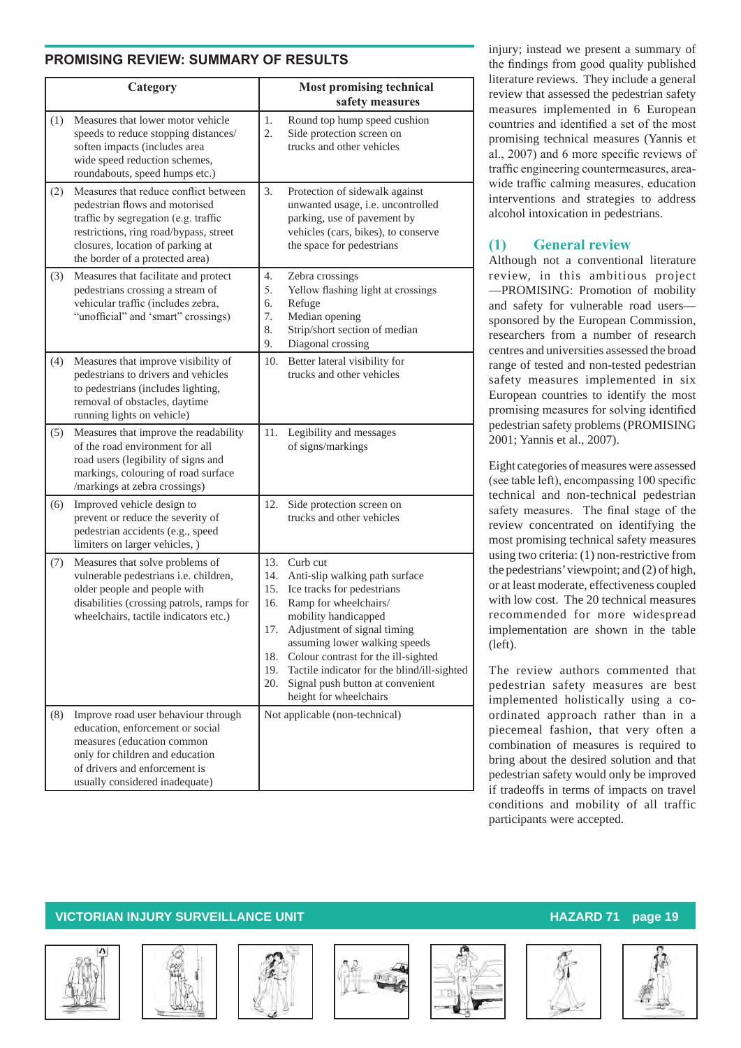## PROMISING REVIEW: SUMMARY OF RESULTS

| Category | Most promising technical safety measures |
|---|---|
| (1) Measures that lower motor vehicle speeds to reduce stopping distances/ soften impacts (includes area wide speed reduction schemes, roundabouts, speed humps etc.) | 1. Round top hump speed cushion<br>2. Side protection screen on trucks and other vehicles |
| (2) Measures that reduce conflict between pedestrian flows and motorised traffic by segregation (e.g. traffic restrictions, ring road/bypass, street closures, location of parking at the border of a protected area) | 3. Protection of sidewalk against unwanted usage, i.e. uncontrolled parking, use of pavement by vehicles (cars, bikes), to conserve the space for pedestrians |
| (3) Measures that facilitate and protect pedestrians crossing a stream of vehicular traffic (includes zebra, "unofficial" and 'smart" crossings) | 4. Zebra crossings<br>5. Yellow flashing light at crossings<br>6. Refuge<br>7. Median opening<br>8. Strip/short section of median<br>9. Diagonal crossing |
| (4) Measures that improve visibility of pedestrians to drivers and vehicles to pedestrians (includes lighting, removal of obstacles, daytime running lights on vehicle) | 10. Better lateral visibility for trucks and other vehicles |
| (5) Measures that improve the readability of the road environment for all road users (legibility of signs and markings, colouring of road surface /markings at zebra crossings) | 11. Legibility and messages of signs/markings |
| (6) Improved vehicle design to prevent or reduce the severity of pedestrian accidents (e.g., speed limiters on larger vehicles, ) | 12. Side protection screen on trucks and other vehicles |
| (7) Measures that solve problems of vulnerable pedestrians i.e. children, older people and people with disabilities (crossing patrols, ramps for wheelchairs, tactile indicators etc.) | 13. Curb cut<br>14. Anti-slip walking path surface<br>15. Ice tracks for pedestrians<br>16. Ramp for wheelchairs/ mobility handicapped<br>17. Adjustment of signal timing assuming lower walking speeds<br>18. Colour contrast for the ill-sighted<br>19. Tactile indicator for the blind/ill-sighted<br>20. Signal push button at convenient height for wheelchairs |
| (8) Improve road user behaviour through education, enforcement or social measures (education common only for children and education of drivers and enforcement is usually considered inadequate) | Not applicable (non-technical) |

injury; instead we present a summary of the findings from good quality published literature reviews. They include a general review that assessed the pedestrian safety measures implemented in 6 European countries and identified a set of the most promising technical measures (Yannis et al., 2007) and 6 more specific reviews of traffic engineering countermeasures, area-wide traffic calming measures, education interventions and strategies to address alcohol intoxication in pedestrians.

### (1) General review

Although not a conventional literature review, in this ambitious project —PROMISING: Promotion of mobility and safety for vulnerable road users— sponsored by the European Commission, researchers from a number of research centres and universities assessed the broad range of tested and non-tested pedestrian safety measures implemented in six European countries to identify the most promising measures for solving identified pedestrian safety problems (PROMISING 2001; Yannis et al., 2007).

Eight categories of measures were assessed (see table left), encompassing 100 specific technical and non-technical pedestrian safety measures. The final stage of the review concentrated on identifying the most promising technical safety measures using two criteria: (1) non-restrictive from the pedestrians' viewpoint; and (2) of high, or at least moderate, effectiveness coupled with low cost. The 20 technical measures recommended for more widespread implementation are shown in the table (left).

The review authors commented that pedestrian safety measures are best implemented holistically using a co-ordinated approach rather than in a piecemeal fashion, that very often a combination of measures is required to bring about the desired solution and that pedestrian safety would only be improved if tradeoffs in terms of impacts on travel conditions and mobility of all traffic participants were accepted.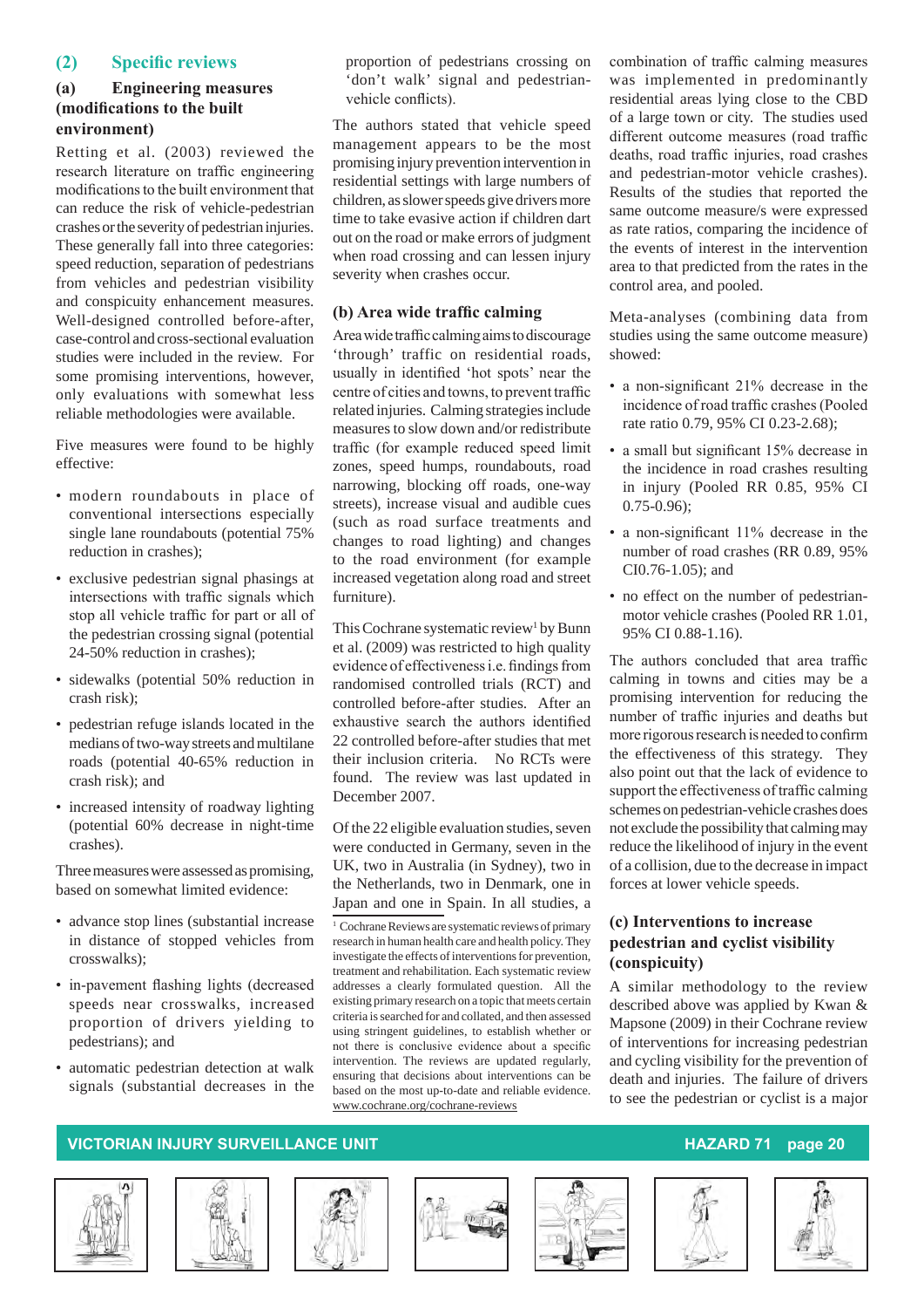## (2) Specific reviews

### (a) Engineering measures (modifications to the built environment)

Retting et al. (2003) reviewed the research literature on traffic engineering modifications to the built environment that can reduce the risk of vehicle-pedestrian crashes or the severity of pedestrian injuries. These generally fall into three categories: speed reduction, separation of pedestrians from vehicles and pedestrian visibility and conspicuity enhancement measures. Well-designed controlled before-after, case-control and cross-sectional evaluation studies were included in the review. For some promising interventions, however, only evaluations with somewhat less reliable methodologies were available.

Five measures were found to be highly effective:

- modern roundabouts in place of conventional intersections especially single lane roundabouts (potential 75% reduction in crashes);
- exclusive pedestrian signal phasings at intersections with traffic signals which stop all vehicle traffic for part or all of the pedestrian crossing signal (potential 24-50% reduction in crashes);
- sidewalks (potential 50% reduction in crash risk);
- pedestrian refuge islands located in the medians of two-way streets and multilane roads (potential 40-65% reduction in crash risk); and
- increased intensity of roadway lighting (potential 60% decrease in night-time crashes).

Three measures were assessed as promising, based on somewhat limited evidence:

- advance stop lines (substantial increase in distance of stopped vehicles from crosswalks);
- in-pavement flashing lights (decreased speeds near crosswalks, increased proportion of drivers yielding to pedestrians); and
- automatic pedestrian detection at walk signals (substantial decreases in the proportion of pedestrians crossing on 'don't walk' signal and pedestrian-vehicle conflicts).

The authors stated that vehicle speed management appears to be the most promising injury prevention intervention in residential settings with large numbers of children, as slower speeds give drivers more time to take evasive action if children dart out on the road or make errors of judgment when road crossing and can lessen injury severity when crashes occur.

### (b) Area wide traffic calming

Area wide traffic calming aims to discourage 'through' traffic on residential roads, usually in identified 'hot spots' near the centre of cities and towns, to prevent traffic related injuries. Calming strategies include measures to slow down and/or redistribute traffic (for example reduced speed limit zones, speed humps, roundabouts, road narrowing, blocking off roads, one-way streets), increase visual and audible cues (such as road surface treatments and changes to road lighting) and changes to the road environment (for example increased vegetation along road and street furniture).

This Cochrane systematic review[1] by Bunn et al. (2009) was restricted to high quality evidence of effectiveness i.e. findings from randomised controlled trials (RCT) and controlled before-after studies. After an exhaustive search the authors identified 22 controlled before-after studies that met their inclusion criteria. No RCTs were found. The review was last updated in December 2007.

Of the 22 eligible evaluation studies, seven were conducted in Germany, seven in the UK, two in Australia (in Sydney), two in the Netherlands, two in Denmark, one in Japan and one in Spain. In all studies, a combination of traffic calming measures was implemented in predominantly residential areas lying close to the CBD of a large town or city. The studies used different outcome measures (road traffic deaths, road traffic injuries, road crashes and pedestrian-motor vehicle crashes). Results of the studies that reported the same outcome measure/s were expressed as rate ratios, comparing the incidence of the events of interest in the intervention area to that predicted from the rates in the control area, and pooled.

Meta-analyses (combining data from studies using the same outcome measure) showed:

- a non-significant 21% decrease in the incidence of road traffic crashes (Pooled rate ratio 0.79, 95% CI 0.23-2.68);
- a small but significant 15% decrease in the incidence in road crashes resulting in injury (Pooled RR 0.85, 95% CI 0.75-0.96);
- a non-significant 11% decrease in the number of road crashes (RR 0.89, 95% CI0.76-1.05); and
- no effect on the number of pedestrian-motor vehicle crashes (Pooled RR 1.01, 95% CI 0.88-1.16).

The authors concluded that area traffic calming in towns and cities may be a promising intervention for reducing the number of traffic injuries and deaths but more rigorous research is needed to confirm the effectiveness of this strategy. They also point out that the lack of evidence to support the effectiveness of traffic calming schemes on pedestrian-vehicle crashes does not exclude the possibility that calming may reduce the likelihood of injury in the event of a collision, due to the decrease in impact forces at lower vehicle speeds.

### (c) Interventions to increase pedestrian and cyclist visibility (conspicuity)

A similar methodology to the review described above was applied by Kwan & Mapsone (2009) in their Cochrane review of interventions for increasing pedestrian and cycling visibility for the prevention of death and injuries. The failure of drivers to see the pedestrian or cyclist is a major

[1] Cochrane Reviews are systematic reviews of primary research in human health care and health policy. They investigate the effects of interventions for prevention, treatment and rehabilitation. Each systematic review addresses a clearly formulated question. All the existing primary research on a topic that meets certain criteria is searched for and collated, and then assessed using stringent guidelines, to establish whether or not there is conclusive evidence about a specific intervention. The reviews are updated regularly, ensuring that decisions about interventions can be based on the most up-to-date and reliable evidence. www.cochrane.org/cochrane-reviews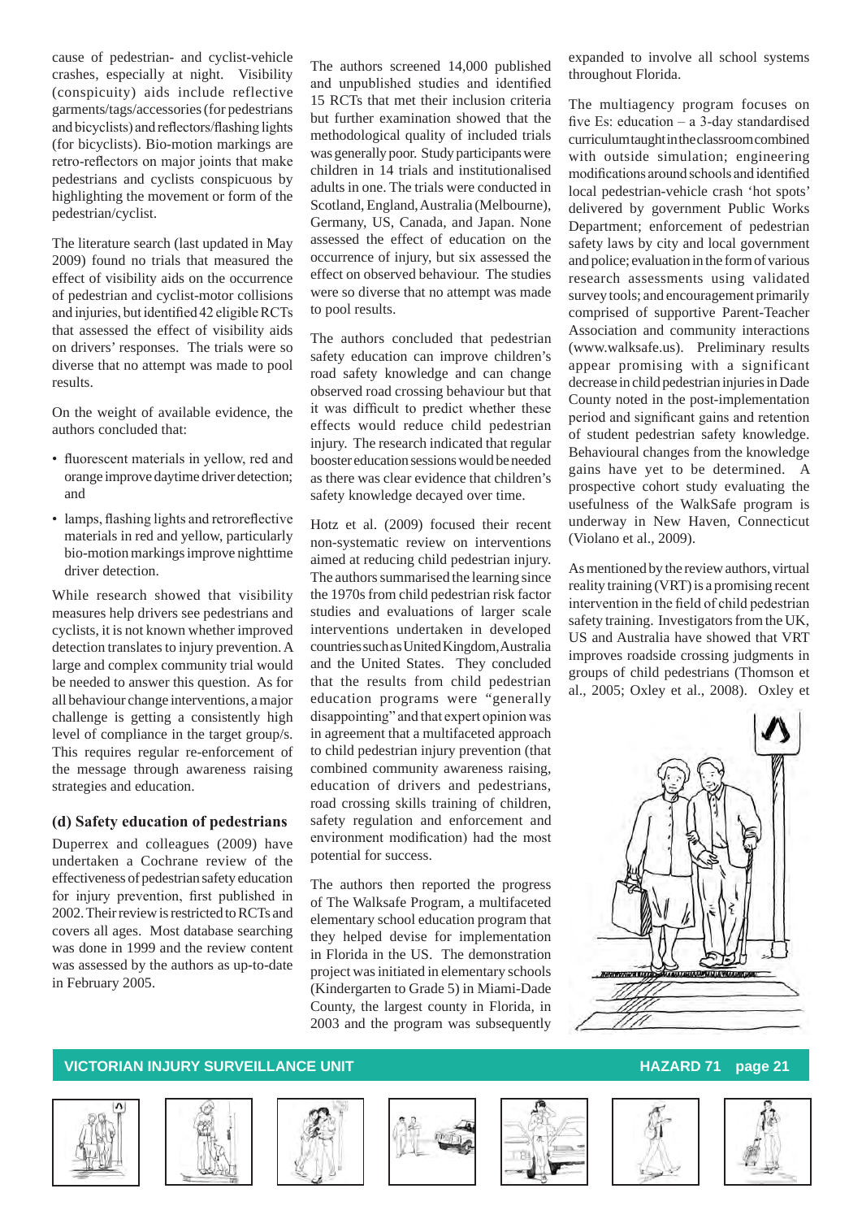cause of pedestrian- and cyclist-vehicle crashes, especially at night. Visibility (conspicuity) aids include reflective garments/tags/accessories (for pedestrians and bicyclists) and reflectors/flashing lights (for bicyclists). Bio-motion markings are retro-reflectors on major joints that make pedestrians and cyclists conspicuous by highlighting the movement or form of the pedestrian/cyclist.

The literature search (last updated in May 2009) found no trials that measured the effect of visibility aids on the occurrence of pedestrian and cyclist-motor collisions and injuries, but identified 42 eligible RCTs that assessed the effect of visibility aids on drivers' responses. The trials were so diverse that no attempt was made to pool results.

On the weight of available evidence, the authors concluded that:

- fluorescent materials in yellow, red and orange improve daytime driver detection; and
- lamps, flashing lights and retroreflective materials in red and yellow, particularly bio-motion markings improve nighttime driver detection.

While research showed that visibility measures help drivers see pedestrians and cyclists, it is not known whether improved detection translates to injury prevention. A large and complex community trial would be needed to answer this question. As for all behaviour change interventions, a major challenge is getting a consistently high level of compliance in the target group/s. This requires regular re-enforcement of the message through awareness raising strategies and education.

### (d) Safety education of pedestrians

Duperrex and colleagues (2009) have undertaken a Cochrane review of the effectiveness of pedestrian safety education for injury prevention, first published in 2002. Their review is restricted to RCTs and covers all ages. Most database searching was done in 1999 and the review content was assessed by the authors as up-to-date in February 2005.

The authors screened 14,000 published and unpublished studies and identified 15 RCTs that met their inclusion criteria but further examination showed that the methodological quality of included trials was generally poor. Study participants were children in 14 trials and institutionalised adults in one. The trials were conducted in Scotland, England, Australia (Melbourne), Germany, US, Canada, and Japan. None assessed the effect of education on the occurrence of injury, but six assessed the effect on observed behaviour. The studies were so diverse that no attempt was made to pool results.

The authors concluded that pedestrian safety education can improve children's road safety knowledge and can change observed road crossing behaviour but that it was difficult to predict whether these effects would reduce child pedestrian injury. The research indicated that regular booster education sessions would be needed as there was clear evidence that children's safety knowledge decayed over time.

Hotz et al. (2009) focused their recent non-systematic review on interventions aimed at reducing child pedestrian injury. The authors summarised the learning since the 1970s from child pedestrian risk factor studies and evaluations of larger scale interventions undertaken in developed countries such as United Kingdom, Australia and the United States. They concluded that the results from child pedestrian education programs were "generally disappointing" and that expert opinion was in agreement that a multifaceted approach to child pedestrian injury prevention (that combined community awareness raising, education of drivers and pedestrians, road crossing skills training of children, safety regulation and enforcement and environment modification) had the most potential for success.

The authors then reported the progress of The Walksafe Program, a multifaceted elementary school education program that they helped devise for implementation in Florida in the US. The demonstration project was initiated in elementary schools (Kindergarten to Grade 5) in Miami-Dade County, the largest county in Florida, in 2003 and the program was subsequently expanded to involve all school systems throughout Florida.

The multiagency program focuses on five Es: education – a 3-day standardised curriculum taught in the classroom combined with outside simulation; engineering modifications around schools and identified local pedestrian-vehicle crash 'hot spots' delivered by government Public Works Department; enforcement of pedestrian safety laws by city and local government and police; evaluation in the form of various research assessments using validated survey tools; and encouragement primarily comprised of supportive Parent-Teacher Association and community interactions (www.walksafe.us). Preliminary results appear promising with a significant decrease in child pedestrian injuries in Dade County noted in the post-implementation period and significant gains and retention of student pedestrian safety knowledge. Behavioural changes from the knowledge gains have yet to be determined. A prospective cohort study evaluating the usefulness of the WalkSafe program is underway in New Haven, Connecticut (Violano et al., 2009).

As mentioned by the review authors, virtual reality training (VRT) is a promising recent intervention in the field of child pedestrian safety training. Investigators from the UK, US and Australia have showed that VRT improves roadside crossing judgments in groups of child pedestrians (Thomson et al., 2005; Oxley et al., 2008). Oxley et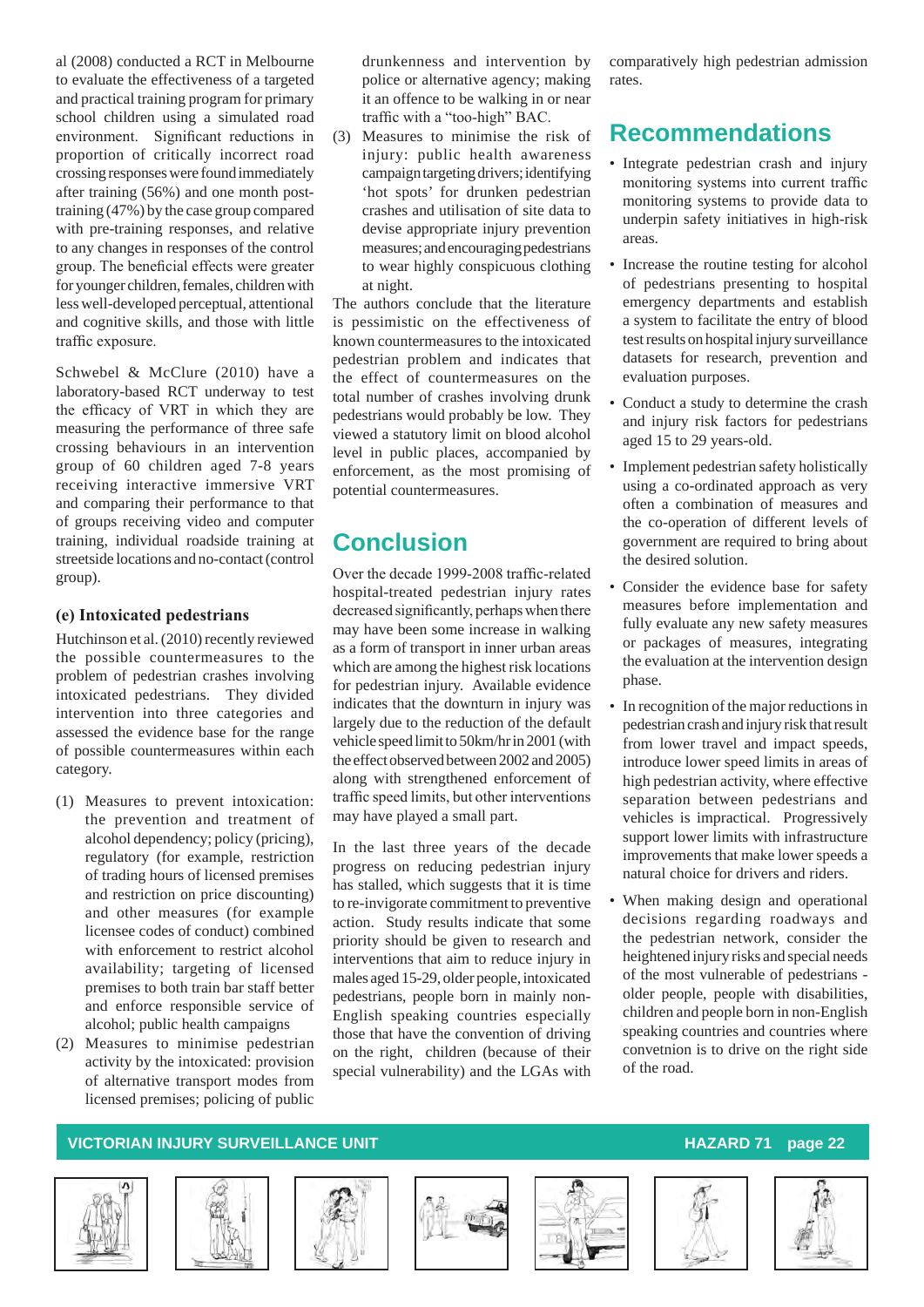al (2008) conducted a RCT in Melbourne to evaluate the effectiveness of a targeted and practical training program for primary school children using a simulated road environment. Significant reductions in proportion of critically incorrect road crossing responses were found immediately after training (56%) and one month post-training (47%) by the case group compared with pre-training responses, and relative to any changes in responses of the control group. The beneficial effects were greater for younger children, females, children with less well-developed perceptual, attentional and cognitive skills, and those with little traffic exposure.

Schwebel & McClure (2010) have a laboratory-based RCT underway to test the efficacy of VRT in which they are measuring the performance of three safe crossing behaviours in an intervention group of 60 children aged 7-8 years receiving interactive immersive VRT and comparing their performance to that of groups receiving video and computer training, individual roadside training at streetside locations and no-contact (control group).

**(e) Intoxicated pedestrians**

Hutchinson et al. (2010) recently reviewed the possible countermeasures to the problem of pedestrian crashes involving intoxicated pedestrians. They divided intervention into three categories and assessed the evidence base for the range of possible countermeasures within each category.

(1) Measures to prevent intoxication: the prevention and treatment of alcohol dependency; policy (pricing), regulatory (for example, restriction of trading hours of licensed premises and restriction on price discounting) and other measures (for example licensee codes of conduct) combined with enforcement to restrict alcohol availability; targeting of licensed premises to both train bar staff better and enforce responsible service of alcohol; public health campaigns

(2) Measures to minimise pedestrian activity by the intoxicated: provision of alternative transport modes from licensed premises; policing of public drunkenness and intervention by police or alternative agency; making it an offence to be walking in or near traffic with a "too-high" BAC.

(3) Measures to minimise the risk of injury: public health awareness campaign targeting drivers; identifying 'hot spots' for drunken pedestrian crashes and utilisation of site data to devise appropriate injury prevention measures; and encouraging pedestrians to wear highly conspicuous clothing at night.

The authors conclude that the literature is pessimistic on the effectiveness of known countermeasures to the intoxicated pedestrian problem and indicates that the effect of countermeasures on the total number of crashes involving drunk pedestrians would probably be low. They viewed a statutory limit on blood alcohol level in public places, accompanied by enforcement, as the most promising of potential countermeasures.

## Conclusion

Over the decade 1999-2008 traffic-related hospital-treated pedestrian injury rates decreased significantly, perhaps when there may have been some increase in walking as a form of transport in inner urban areas which are among the highest risk locations for pedestrian injury. Available evidence indicates that the downturn in injury was largely due to the reduction of the default vehicle speed limit to 50km/hr in 2001 (with the effect observed between 2002 and 2005) along with strengthened enforcement of traffic speed limits, but other interventions may have played a small part.

In the last three years of the decade progress on reducing pedestrian injury has stalled, which suggests that it is time to re-invigorate commitment to preventive action. Study results indicate that some priority should be given to research and interventions that aim to reduce injury in males aged 15-29, older people, intoxicated pedestrians, people born in mainly non-English speaking countries especially those that have the convention of driving on the right, children (because of their special vulnerability) and the LGAs with comparatively high pedestrian admission rates.

## Recommendations

- Integrate pedestrian crash and injury monitoring systems into current traffic monitoring systems to provide data to underpin safety initiatives in high-risk areas.
- Increase the routine testing for alcohol of pedestrians presenting to hospital emergency departments and establish a system to facilitate the entry of blood test results on hospital injury surveillance datasets for research, prevention and evaluation purposes.
- Conduct a study to determine the crash and injury risk factors for pedestrians aged 15 to 29 years-old.
- Implement pedestrian safety holistically using a co-ordinated approach as very often a combination of measures and the co-operation of different levels of government are required to bring about the desired solution.
- Consider the evidence base for safety measures before implementation and fully evaluate any new safety measures or packages of measures, integrating the evaluation at the intervention design phase.
- In recognition of the major reductions in pedestrian crash and injury risk that result from lower travel and impact speeds, introduce lower speed limits in areas of high pedestrian activity, where effective separation between pedestrians and vehicles is impractical. Progressively support lower limits with infrastructure improvements that make lower speeds a natural choice for drivers and riders.
- When making design and operational decisions regarding roadways and the pedestrian network, consider the heightened injury risks and special needs of the most vulnerable of pedestrians - older people, people with disabilities, children and people born in non-English speaking countries and countries where convetnion is to drive on the right side of the road.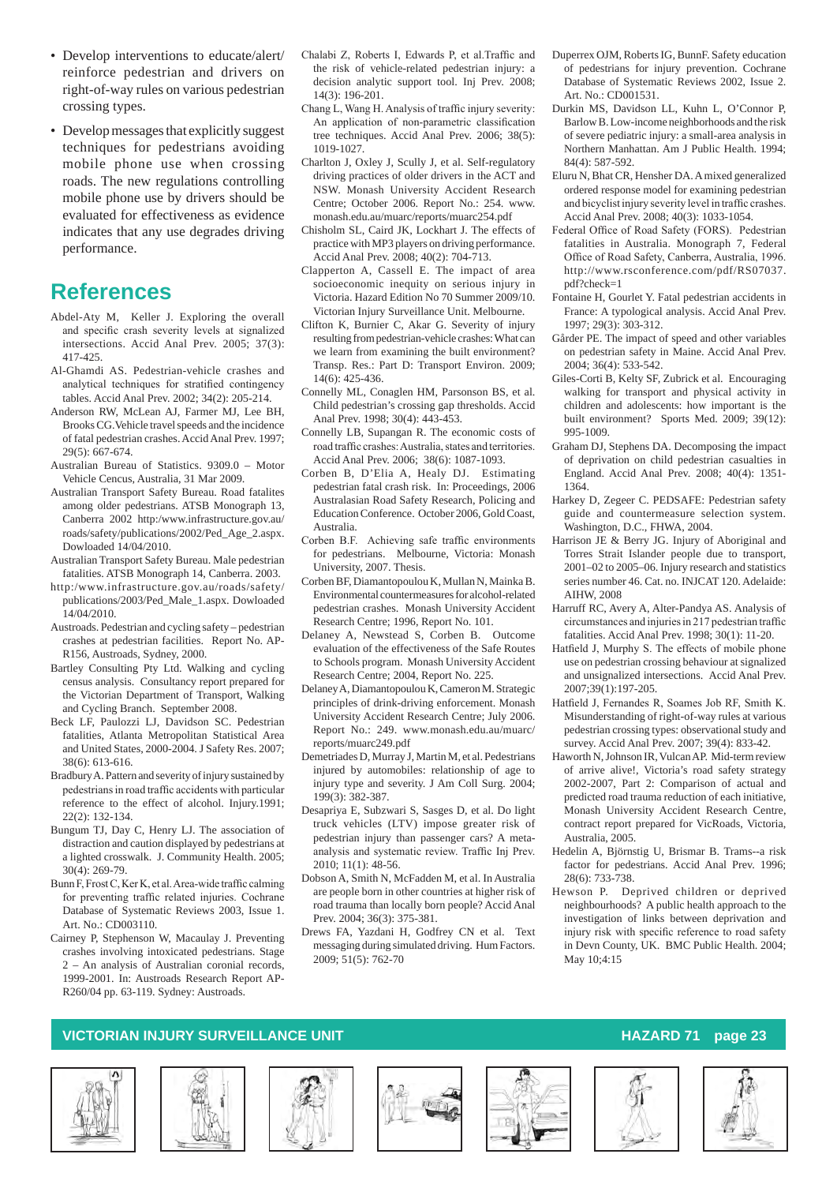- Develop interventions to educate/alert/reinforce pedestrian and drivers on right-of-way rules on various pedestrian crossing types.
- Develop messages that explicitly suggest techniques for pedestrians avoiding mobile phone use when crossing roads. The new regulations controlling mobile phone use by drivers should be evaluated for effectiveness as evidence indicates that any use degrades driving performance.

## References

Abdel-Aty M, Keller J. Exploring the overall and specific crash severity levels at signalized intersections. Accid Anal Prev. 2005; 37(3): 417-425.

Al-Ghamdi AS. Pedestrian-vehicle crashes and analytical techniques for stratified contingency tables. Accid Anal Prev. 2002; 34(2): 205-214.

Anderson RW, McLean AJ, Farmer MJ, Lee BH, Brooks CG. Vehicle travel speeds and the incidence of fatal pedestrian crashes. Accid Anal Prev. 1997; 29(5): 667-674.

Australian Bureau of Statistics. 9309.0 – Motor Vehicle Cencus, Australia, 31 Mar 2009.

Australian Transport Safety Bureau. Road fatalites among older pedestrians. ATSB Monograph 13, Canberra 2002 http:/www.infrastructure.gov.au/roads/safety/publications/2002/Ped_Age_2.aspx. Dowloaded 14/04/2010.

Australian Transport Safety Bureau. Male pedestrian fatalities. ATSB Monograph 14, Canberra. 2003. http:/www.infrastructure.gov.au/roads/safety/publications/2003/Ped_Male_1.aspx. Dowloaded 14/04/2010.

Austroads. Pedestrian and cycling safety – pedestrian crashes at pedestrian facilities. Report No. AP-R156, Austroads, Sydney, 2000.

Bartley Consulting Pty Ltd. Walking and cycling census analysis. Consultancy report prepared for the Victorian Department of Transport, Walking and Cycling Branch. September 2008.

Beck LF, Paulozzi LJ, Davidson SC. Pedestrian fatalities, Atlanta Metropolitan Statistical Area and United States, 2000-2004. J Safety Res. 2007; 38(6): 613-616.

Bradbury A. Pattern and severity of injury sustained by pedestrians in road traffic accidents with particular reference to the effect of alcohol. Injury.1991; 22(2): 132-134.

Bungum TJ, Day C, Henry LJ. The association of distraction and caution displayed by pedestrians at a lighted crosswalk. J. Community Health. 2005; 30(4): 269-79.

Bunn F, Frost C, Ker K, et al. Area-wide traffic calming for preventing traffic related injuries. Cochrane Database of Systematic Reviews 2003, Issue 1. Art. No.: CD003110.

Cairney P, Stephenson W, Macaulay J. Preventing crashes involving intoxicated pedestrians. Stage 2 – An analysis of Australian coronial records, 1999-2001. In: Austroads Research Report AP-R260/04 pp. 63-119. Sydney: Austroads.

Chalabi Z, Roberts I, Edwards P, et al.Traffic and the risk of vehicle-related pedestrian injury: a decision analytic support tool. Inj Prev. 2008; 14(3): 196-201.

Chang L, Wang H. Analysis of traffic injury severity: An application of non-parametric classification tree techniques. Accid Anal Prev. 2006; 38(5): 1019-1027.

Charlton J, Oxley J, Scully J, et al. Self-regulatory driving practices of older drivers in the ACT and NSW. Monash University Accident Research Centre; October 2006. Report No.: 254. www.monash.edu.au/muarc/reports/muarc254.pdf

Chisholm SL, Caird JK, Lockhart J. The effects of practice with MP3 players on driving performance. Accid Anal Prev. 2008; 40(2): 704-713.

Clapperton A, Cassell E. The impact of area socioeconomic inequity on serious injury in Victoria. Hazard Edition No 70 Summer 2009/10. Victorian Injury Surveillance Unit. Melbourne.

Clifton K, Burnier C, Akar G. Severity of injury resulting from pedestrian-vehicle crashes: What can we learn from examining the built environment? Transp. Res.: Part D: Transport Environ. 2009; 14(6): 425-436.

Connelly ML, Conaglen HM, Parsonson BS, et al. Child pedestrian's crossing gap thresholds. Accid Anal Prev. 1998; 30(4): 443-453.

Connelly LB, Supangan R. The economic costs of road traffic crashes: Australia, states and territories. Accid Anal Prev. 2006; 38(6): 1087-1093.

Corben B, D'Elia A, Healy DJ. Estimating pedestrian fatal crash risk. In: Proceedings, 2006 Australasian Road Safety Research, Policing and Education Conference. October 2006, Gold Coast, Australia.

Corben B.F. Achieving safe traffic environments for pedestrians. Melbourne, Victoria: Monash University, 2007. Thesis.

Corben BF, Diamantopoulou K, Mullan N, Mainka B. Environmental countermeasures for alcohol-related pedestrian crashes. Monash University Accident Research Centre; 1996, Report No. 101.

Delaney A, Newstead S, Corben B. Outcome evaluation of the effectiveness of the Safe Routes to Schools program. Monash University Accident Research Centre; 2004, Report No. 225.

Delaney A, Diamantopoulou K, Cameron M. Strategic principles of drink-driving enforcement. Monash University Accident Research Centre; July 2006. Report No.: 249. www.monash.edu.au/muarc/reports/muarc249.pdf

Demetriades D, Murray J, Martin M, et al. Pedestrians injured by automobiles: relationship of age to injury type and severity. J Am Coll Surg. 2004; 199(3): 382-387.

Desapriya E, Subzwari S, Sasges D, et al. Do light truck vehicles (LTV) impose greater risk of pedestrian injury than passenger cars? A meta-analysis and systematic review. Traffic Inj Prev. 2010; 11(1): 48-56.

Dobson A, Smith N, McFadden M, et al. In Australia are people born in other countries at higher risk of road trauma than locally born people? Accid Anal Prev. 2004; 36(3): 375-381.

Drews FA, Yazdani H, Godfrey CN et al. Text messaging during simulated driving. Hum Factors. 2009; 51(5): 762-70

Duperrex OJM, Roberts IG, BunnF. Safety education of pedestrians for injury prevention. Cochrane Database of Systematic Reviews 2002, Issue 2. Art. No.: CD001531.

Durkin MS, Davidson LL, Kuhn L, O'Connor P, Barlow B. Low-income neighborhoods and the risk of severe pediatric injury: a small-area analysis in Northern Manhattan. Am J Public Health. 1994; 84(4): 587-592.

Eluru N, Bhat CR, Hensher DA. A mixed generalized ordered response model for examining pedestrian and bicyclist injury severity level in traffic crashes. Accid Anal Prev. 2008; 40(3): 1033-1054.

Federal Office of Road Safety (FORS). Pedestrian fatalities in Australia. Monograph 7, Federal Office of Road Safety, Canberra, Australia, 1996. http://www.rsconference.com/pdf/RS07037.pdf?check=1

Fontaine H, Gourlet Y. Fatal pedestrian accidents in France: A typological analysis. Accid Anal Prev. 1997; 29(3): 303-312.

Gårder PE. The impact of speed and other variables on pedestrian safety in Maine. Accid Anal Prev. 2004; 36(4): 533-542.

Giles-Corti B, Kelty SF, Zubrick et al. Encouraging walking for transport and physical activity in children and adolescents: how important is the built environment? Sports Med. 2009; 39(12): 995-1009.

Graham DJ, Stephens DA. Decomposing the impact of deprivation on child pedestrian casualties in England. Accid Anal Prev. 2008; 40(4): 1351-1364.

Harkey D, Zegeer C. PEDSAFE: Pedestrian safety guide and countermeasure selection system. Washington, D.C., FHWA, 2004.

Harrison JE & Berry JG. Injury of Aboriginal and Torres Strait Islander people due to transport, 2001–02 to 2005–06. Injury research and statistics series number 46. Cat. no. INJCAT 120. Adelaide: AIHW, 2008

Harruff RC, Avery A, Alter-Pandya AS. Analysis of circumstances and injuries in 217 pedestrian traffic fatalities. Accid Anal Prev. 1998; 30(1): 11-20.

Hatfield J, Murphy S. The effects of mobile phone use on pedestrian crossing behaviour at signalized and unsignalized intersections. Accid Anal Prev. 2007;39(1):197-205.

Hatfield J, Fernandes R, Soames Job RF, Smith K. Misunderstanding of right-of-way rules at various pedestrian crossing types: observational study and survey. Accid Anal Prev. 2007; 39(4): 833-42.

Haworth N, Johnson IR, Vulcan AP. Mid-term review of arrive alive!, Victoria's road safety strategy 2002-2007, Part 2: Comparison of actual and predicted road trauma reduction of each initiative, Monash University Accident Research Centre, contract report prepared for VicRoads, Victoria, Australia, 2005.

Hedelin A, Björnstig U, Brismar B. Trams--a risk factor for pedestrians. Accid Anal Prev. 1996; 28(6): 733-738.

Hewson P. Deprived children or deprived neighbourhoods? A public health approach to the investigation of links between deprivation and injury risk with specific reference to road safety in Devn County, UK. BMC Public Health. 2004; May 10;4:15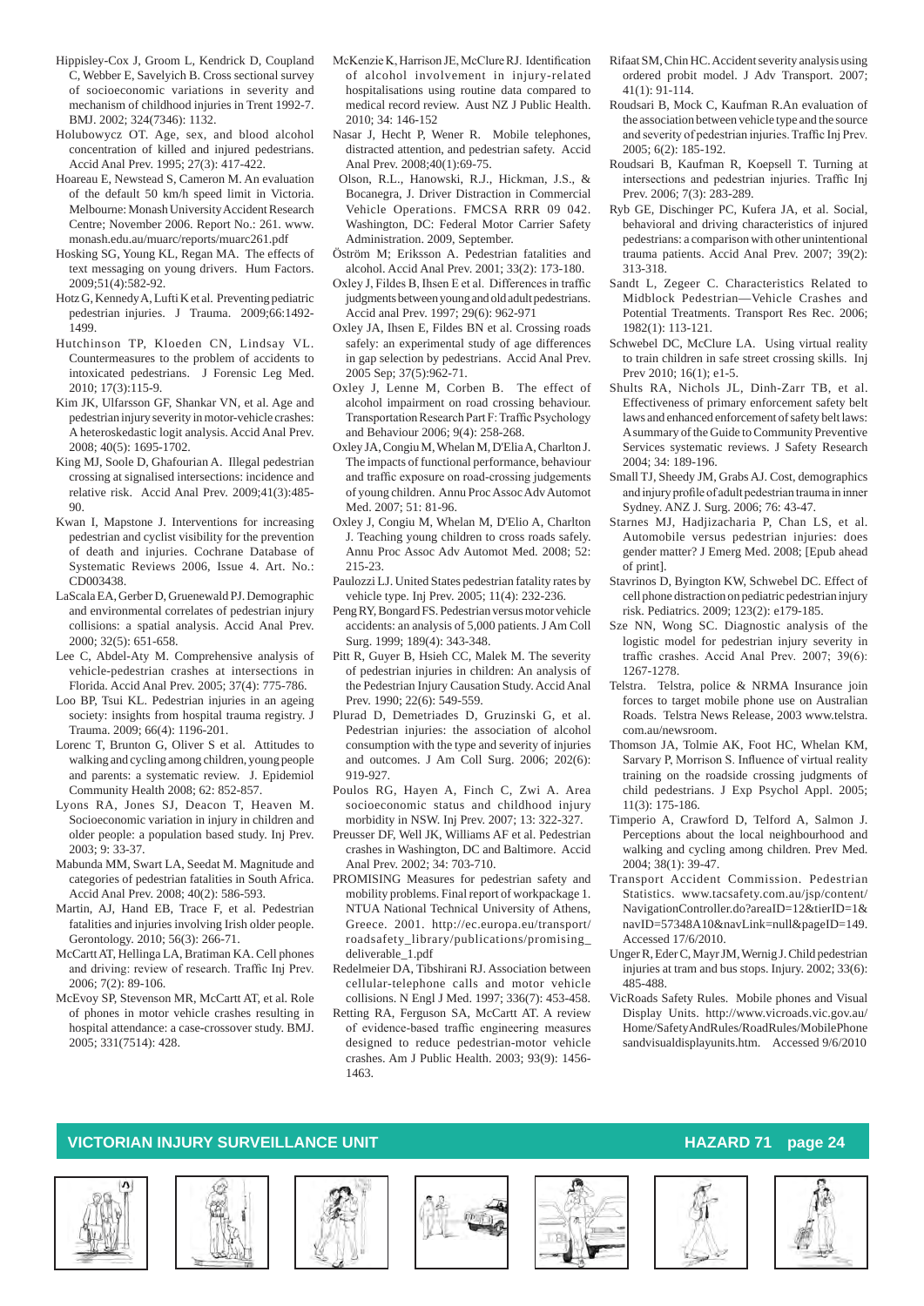Hippisley-Cox J, Groom L, Kendrick D, Coupland C, Webber E, Savelyich B. Cross sectional survey of socioeconomic variations in severity and mechanism of childhood injuries in Trent 1992-7. BMJ. 2002; 324(7346): 1132.

Holubowycz OT. Age, sex, and blood alcohol concentration of killed and injured pedestrians. Accid Anal Prev. 1995; 27(3): 417-422.

Hoareau E, Newstead S, Cameron M. An evaluation of the default 50 km/h speed limit in Victoria. Melbourne: Monash University Accident Research Centre; November 2006. Report No.: 261. www.monash.edu.au/muarc/reports/muarc261.pdf

Hosking SG, Young KL, Regan MA. The effects of text messaging on young drivers. Hum Factors. 2009;51(4):582-92.

Hotz G, Kennedy A, Lufti K et al. Preventing pediatric pedestrian injuries. J Trauma. 2009;66:1492-1499.

Hutchinson TP, Kloeden CN, Lindsay VL. Countermeasures to the problem of accidents to intoxicated pedestrians. J Forensic Leg Med. 2010; 17(3):115-9.

Kim JK, Ulfarsson GF, Shankar VN, et al. Age and pedestrian injury severity in motor-vehicle crashes: A heteroskedastic logit analysis. Accid Anal Prev. 2008; 40(5): 1695-1702.

King MJ, Soole D, Ghafourian A. Illegal pedestrian crossing at signalised intersections: incidence and relative risk. Accid Anal Prev. 2009;41(3):485-90.

Kwan I, Mapstone J. Interventions for increasing pedestrian and cyclist visibility for the prevention of death and injuries. Cochrane Database of Systematic Reviews 2006, Issue 4. Art. No.: CD003438.

LaScala EA, Gerber D, Gruenewald PJ. Demographic and environmental correlates of pedestrian injury collisions: a spatial analysis. Accid Anal Prev. 2000; 32(5): 651-658.

Lee C, Abdel-Aty M. Comprehensive analysis of vehicle-pedestrian crashes at intersections in Florida. Accid Anal Prev. 2005; 37(4): 775-786.

Loo BP, Tsui KL. Pedestrian injuries in an ageing society: insights from hospital trauma registry. J Trauma. 2009; 66(4): 1196-201.

Lorenc T, Brunton G, Oliver S et al. Attitudes to walking and cycling among children, young people and parents: a systematic review. J. Epidemiol Community Health 2008; 62: 852-857.

Lyons RA, Jones SJ, Deacon T, Heaven M. Socioeconomic variation in injury in children and older people: a population based study. Inj Prev. 2003; 9: 33-37.

Mabunda MM, Swart LA, Seedat M. Magnitude and categories of pedestrian fatalities in South Africa. Accid Anal Prev. 2008; 40(2): 586-593.

Martin, AJ, Hand EB, Trace F, et al. Pedestrian fatalities and injuries involving Irish older people. Gerontology. 2010; 56(3): 266-71.

McCartt AT, Hellinga LA, Bratiman KA. Cell phones and driving: review of research. Traffic Inj Prev. 2006; 7(2): 89-106.

McEvoy SP, Stevenson MR, McCartt AT, et al. Role of phones in motor vehicle crashes resulting in hospital attendance: a case-crossover study. BMJ. 2005; 331(7514): 428.

McKenzie K, Harrison JE, McClure RJ. Identification of alcohol involvement in injury-related hospitalisations using routine data compared to medical record review. Aust NZ J Public Health. 2010; 34: 146-152

Nasar J, Hecht P, Wener R. Mobile telephones, distracted attention, and pedestrian safety. Accid Anal Prev. 2008;40(1):69-75.

Olson, R.L., Hanowski, R.J., Hickman, J.S., & Bocanegra, J. Driver Distraction in Commercial Vehicle Operations. FMCSA RRR 09 042. Washington, DC: Federal Motor Carrier Safety Administration. 2009, September.

Öström M; Eriksson A. Pedestrian fatalities and alcohol. Accid Anal Prev. 2001; 33(2): 173-180.

Oxley J, Fildes B, Ihsen E et al. Differences in traffic judgments between young and old adult pedestrians. Accid anal Prev. 1997; 29(6): 962-971

Oxley JA, Ihsen E, Fildes BN et al. Crossing roads safely: an experimental study of age differences in gap selection by pedestrians. Accid Anal Prev. 2005 Sep; 37(5):962-71.

Oxley J, Lenne M, Corben B. The effect of alcohol impairment on road crossing behaviour. Transportation Research Part F: Traffic Psychology and Behaviour 2006; 9(4): 258-268.

Oxley JA, Congiu M, Whelan M, D'Elia A, Charlton J. The impacts of functional performance, behaviour and traffic exposure on road-crossing judgements of young children. Annu Proc Assoc Adv Automot Med. 2007; 51: 81-96.

Oxley J, Congiu M, Whelan M, D'Elio A, Charlton J. Teaching young children to cross roads safely. Annu Proc Assoc Adv Automot Med. 2008; 52: 215-23.

Paulozzi LJ. United States pedestrian fatality rates by vehicle type. Inj Prev. 2005; 11(4): 232-236.

Peng RY, Bongard FS. Pedestrian versus motor vehicle accidents: an analysis of 5,000 patients. J Am Coll Surg. 1999; 189(4): 343-348.

Pitt R, Guyer B, Hsieh CC, Malek M. The severity of pedestrian injuries in children: An analysis of the Pedestrian Injury Causation Study. Accid Anal Prev. 1990; 22(6): 549-559.

Plurad D, Demetriades D, Gruzinski G, et al. Pedestrian injuries: the association of alcohol consumption with the type and severity of injuries and outcomes. J Am Coll Surg. 2006; 202(6): 919-927.

Poulos RG, Hayen A, Finch C, Zwi A. Area socioeconomic status and childhood injury morbidity in NSW. Inj Prev. 2007; 13: 322-327.

Preusser DF, Well JK, Williams AF et al. Pedestrian crashes in Washington, DC and Baltimore. Accid Anal Prev. 2002; 34: 703-710.

PROMISING Measures for pedestrian safety and mobility problems. Final report of workpackage 1. NTUA National Technical University of Athens, Greece. 2001. http://ec.europa.eu/transport/roadsafety_library/publications/promising_deliverable_1.pdf

Redelmeier DA, Tibshirani RJ. Association between cellular-telephone calls and motor vehicle collisions. N Engl J Med. 1997; 336(7): 453-458.

Retting RA, Ferguson SA, McCartt AT. A review of evidence-based traffic engineering measures designed to reduce pedestrian-motor vehicle crashes. Am J Public Health. 2003; 93(9): 1456-1463.

Rifaat SM, Chin HC. Accident severity analysis using ordered probit model. J Adv Transport. 2007; 41(1): 91-114.

Roudsari B, Mock C, Kaufman R.An evaluation of the association between vehicle type and the source and severity of pedestrian injuries. Traffic Inj Prev. 2005; 6(2): 185-192.

Roudsari B, Kaufman R, Koepsell T. Turning at intersections and pedestrian injuries. Traffic Inj Prev. 2006; 7(3): 283-289.

Ryb GE, Dischinger PC, Kufera JA, et al. Social, behavioral and driving characteristics of injured pedestrians: a comparison with other unintentional trauma patients. Accid Anal Prev. 2007; 39(2): 313-318.

Sandt L, Zegeer C. Characteristics Related to Midblock Pedestrian—Vehicle Crashes and Potential Treatments. Transport Res Rec. 2006; 1982(1): 113-121.

Schwebel DC, McClure LA. Using virtual reality to train children in safe street crossing skills. Inj Prev 2010; 16(1); e1-5.

Shults RA, Nichols JL, Dinh-Zarr TB, et al. Effectiveness of primary enforcement safety belt laws and enhanced enforcement of safety belt laws: A summary of the Guide to Community Preventive Services systematic reviews. J Safety Research 2004; 34: 189-196.

Small TJ, Sheedy JM, Grabs AJ. Cost, demographics and injury profile of adult pedestrian trauma in inner Sydney. ANZ J. Surg. 2006; 76: 43-47.

Starnes MJ, Hadjizacharia P, Chan LS, et al. Automobile versus pedestrian injuries: does gender matter? J Emerg Med. 2008; [Epub ahead of print].

Stavrinos D, Byington KW, Schwebel DC. Effect of cell phone distraction on pediatric pedestrian injury risk. Pediatrics. 2009; 123(2): e179-185.

Sze NN, Wong SC. Diagnostic analysis of the logistic model for pedestrian injury severity in traffic crashes. Accid Anal Prev. 2007; 39(6): 1267-1278.

Telstra. Telstra, police & NRMA Insurance join forces to target mobile phone use on Australian Roads. Telstra News Release, 2003 www.telstra.com.au/newsroom.

Thomson JA, Tolmie AK, Foot HC, Whelan KM, Sarvary P, Morrison S. Influence of virtual reality training on the roadside crossing judgments of child pedestrians. J Exp Psychol Appl. 2005; 11(3): 175-186.

Timperio A, Crawford D, Telford A, Salmon J. Perceptions about the local neighbourhood and walking and cycling among children. Prev Med. 2004; 38(1): 39-47.

Transport Accident Commission. Pedestrian Statistics. www.tacsafety.com.au/jsp/content/NavigationController.do?areaID=12&tierID=1&navID=57348A10&navLink=null&pageID=149. Accessed 17/6/2010.

Unger R, Eder C, Mayr JM, Wernig J. Child pedestrian injuries at tram and bus stops. Injury. 2002; 33(6): 485-488.

VicRoads Safety Rules. Mobile phones and Visual Display Units. http://www.vicroads.vic.gov.au/Home/SafetyAndRules/RoadRules/MobilePhonesandvisualdisplayunits.htm. Accessed 9/6/2010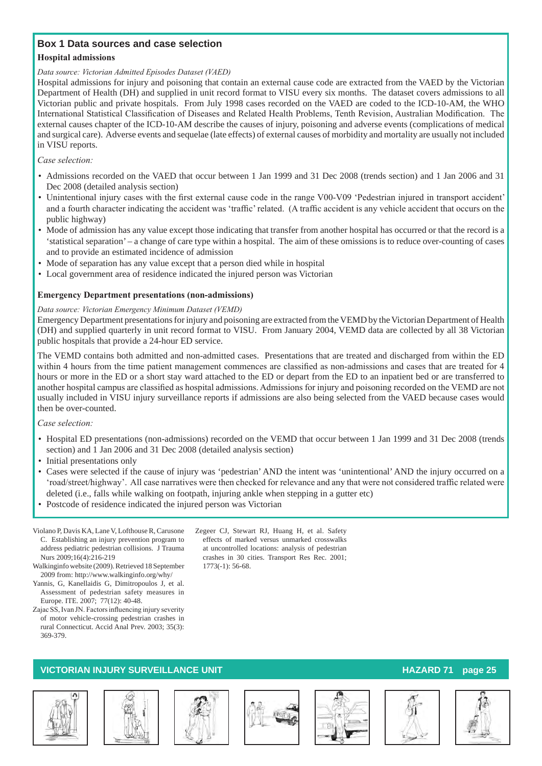## Box 1 Data sources and case selection

### Hospital admissions

*Data source: Victorian Admitted Episodes Dataset (VAED)*

Hospital admissions for injury and poisoning that contain an external cause code are extracted from the VAED by the Victorian Department of Health (DH) and supplied in unit record format to VISU every six months. The dataset covers admissions to all Victorian public and private hospitals. From July 1998 cases recorded on the VAED are coded to the ICD-10-AM, the WHO International Statistical Classification of Diseases and Related Health Problems, Tenth Revision, Australian Modification. The external causes chapter of the ICD-10-AM describe the causes of injury, poisoning and adverse events (complications of medical and surgical care). Adverse events and sequelae (late effects) of external causes of morbidity and mortality are usually not included in VISU reports.

*Case selection:*

- Admissions recorded on the VAED that occur between 1 Jan 1999 and 31 Dec 2008 (trends section) and 1 Jan 2006 and 31 Dec 2008 (detailed analysis section)
- Unintentional injury cases with the first external cause code in the range V00-V09 'Pedestrian injured in transport accident' and a fourth character indicating the accident was 'traffic' related. (A traffic accident is any vehicle accident that occurs on the public highway)
- Mode of admission has any value except those indicating that transfer from another hospital has occurred or that the record is a 'statistical separation' – a change of care type within a hospital. The aim of these omissions is to reduce over-counting of cases and to provide an estimated incidence of admission
- Mode of separation has any value except that a person died while in hospital
- Local government area of residence indicated the injured person was Victorian

### Emergency Department presentations (non-admissions)

*Data source: Victorian Emergency Minimum Dataset (VEMD)*

Emergency Department presentations for injury and poisoning are extracted from the VEMD by the Victorian Department of Health (DH) and supplied quarterly in unit record format to VISU. From January 2004, VEMD data are collected by all 38 Victorian public hospitals that provide a 24-hour ED service.

The VEMD contains both admitted and non-admitted cases. Presentations that are treated and discharged from within the ED within 4 hours from the time patient management commences are classified as non-admissions and cases that are treated for 4 hours or more in the ED or a short stay ward attached to the ED or depart from the ED to an inpatient bed or are transferred to another hospital campus are classified as hospital admissions. Admissions for injury and poisoning recorded on the VEMD are not usually included in VISU injury surveillance reports if admissions are also being selected from the VAED because cases would then be over-counted.

*Case selection:*

- Hospital ED presentations (non-admissions) recorded on the VEMD that occur between 1 Jan 1999 and 31 Dec 2008 (trends section) and 1 Jan 2006 and 31 Dec 2008 (detailed analysis section)
- Initial presentations only
- Cases were selected if the cause of injury was 'pedestrian' AND the intent was 'unintentional' AND the injury occurred on a 'road/street/highway'. All case narratives were then checked for relevance and any that were not considered traffic related were deleted (i.e., falls while walking on footpath, injuring ankle when stepping in a gutter etc)
- Postcode of residence indicated the injured person was Victorian

Violano P, Davis KA, Lane V, Lofthouse R, Carusone C. Establishing an injury prevention program to address pediatric pedestrian collisions. J Trauma Nurs 2009;16(4):216-219

Walkinginfo website (2009). Retrieved 18 September 2009 from: http://www.walkinginfo.org/why/

Yannis, G, Kanellaidis G, Dimitropoulos J, et al. Assessment of pedestrian safety measures in Europe. ITE. 2007; 77(12): 40-48.

Zajac SS, Ivan JN. Factors influencing injury severity of motor vehicle-crossing pedestrian crashes in rural Connecticut. Accid Anal Prev. 2003; 35(3): 369-379.

Zegeer CJ, Stewart RJ, Huang H, et al. Safety effects of marked versus unmarked crosswalks at uncontrolled locations: analysis of pedestrian crashes in 30 cities. Transport Res Rec. 2001; 1773(-1): 56-68.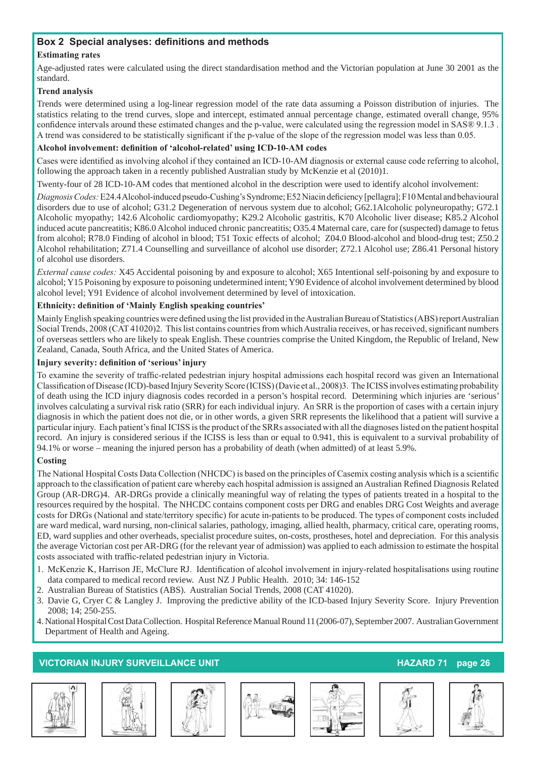## Box 2 Special analyses: definitions and methods

**Estimating rates**

Age-adjusted rates were calculated using the direct standardisation method and the Victorian population at June 30 2001 as the standard.

**Trend analysis**

Trends were determined using a log-linear regression model of the rate data assuming a Poisson distribution of injuries. The statistics relating to the trend curves, slope and intercept, estimated annual percentage change, estimated overall change, 95% confidence intervals around these estimated changes and the p-value, were calculated using the regression model in SAS® 9.1.3 . A trend was considered to be statistically significant if the p-value of the slope of the regression model was less than 0.05.

**Alcohol involvement: definition of 'alcohol-related' using ICD-10-AM codes**

Cases were identified as involving alcohol if they contained an ICD-10-AM diagnosis or external cause code referring to alcohol, following the approach taken in a recently published Australian study by McKenzie et al (2010)1.

Twenty-four of 28 ICD-10-AM codes that mentioned alcohol in the description were used to identify alcohol involvement:

*Diagnosis Codes:* E24.4 Alcohol-induced pseudo-Cushing's Syndrome; E52 Niacin deficiency [pellagra]; F10 Mental and behavioural disorders due to use of alcohol; G31.2 Degeneration of nervous system due to alcohol; G62.1Alcoholic polyneuropathy; G72.1 Alcoholic myopathy; 142.6 Alcoholic cardiomyopathy; K29.2 Alcoholic gastritis, K70 Alcoholic liver disease; K85.2 Alcohol induced acute pancreatitis; K86.0 Alcohol induced chronic pancreatitis; O35.4 Maternal care, care for (suspected) damage to fetus from alcohol; R78.0 Finding of alcohol in blood; T51 Toxic effects of alcohol; Z04.0 Blood-alcohol and blood-drug test; Z50.2 Alcohol rehabilitation; Z71.4 Counselling and surveillance of alcohol use disorder; Z72.1 Alcohol use; Z86.41 Personal history of alcohol use disorders.

*External cause codes:* X45 Accidental poisoning by and exposure to alcohol; X65 Intentional self-poisoning by and exposure to alcohol; Y15 Poisoning by exposure to poisoning undetermined intent; Y90 Evidence of alcohol involvement determined by blood alcohol level; Y91 Evidence of alcohol involvement determined by level of intoxication.

**Ethnicity: definition of 'Mainly English speaking countries'**

Mainly English speaking countries were defined using the list provided in the Australian Bureau of Statistics (ABS) report Australian Social Trends, 2008 (CAT 41020)2. This list contains countries from which Australia receives, or has received, significant numbers of overseas settlers who are likely to speak English. These countries comprise the United Kingdom, the Republic of Ireland, New Zealand, Canada, South Africa, and the United States of America.

**Injury severity: definition of 'serious' injury**

To examine the severity of traffic-related pedestrian injury hospital admissions each hospital record was given an International Classification of Disease (ICD)-based Injury Severity Score (ICISS) (Davie et al., 2008)3. The ICISS involves estimating probability of death using the ICD injury diagnosis codes recorded in a person's hospital record. Determining which injuries are 'serious' involves calculating a survival risk ratio (SRR) for each individual injury. An SRR is the proportion of cases with a certain injury diagnosis in which the patient does not die, or in other words, a given SRR represents the likelihood that a patient will survive a particular injury. Each patient's final ICISS is the product of the SRRs associated with all the diagnoses listed on the patient hospital record. An injury is considered serious if the ICISS is less than or equal to 0.941, this is equivalent to a survival probability of 94.1% or worse – meaning the injured person has a probability of death (when admitted) of at least 5.9%.

**Costing**

The National Hospital Costs Data Collection (NHCDC) is based on the principles of Casemix costing analysis which is a scientific approach to the classification of patient care whereby each hospital admission is assigned an Australian Refined Diagnosis Related Group (AR-DRG)4. AR-DRGs provide a clinically meaningful way of relating the types of patients treated in a hospital to the resources required by the hospital. The NHCDC contains component costs per DRG and enables DRG Cost Weights and average costs for DRGs (National and state/territory specific) for acute in-patients to be produced. The types of component costs included are ward medical, ward nursing, non-clinical salaries, pathology, imaging, allied health, pharmacy, critical care, operating rooms, ED, ward supplies and other overheads, specialist procedure suites, on-costs, prostheses, hotel and depreciation. For this analysis the average Victorian cost per AR-DRG (for the relevant year of admission) was applied to each admission to estimate the hospital costs associated with traffic-related pedestrian injury in Victoria.

1. McKenzie K, Harrison JE, McClure RJ. Identification of alcohol involvement in injury-related hospitalisations using routine data compared to medical record review. Aust NZ J Public Health. 2010; 34: 146-152
2. Australian Bureau of Statistics (ABS). Australian Social Trends, 2008 (CAT 41020).
3. Davie G, Cryer C & Langley J. Improving the predictive ability of the ICD-based Injury Severity Score. Injury Prevention 2008; 14; 250-255.
4. National Hospital Cost Data Collection. Hospital Reference Manual Round 11 (2006-07), September 2007. Australian Government Department of Health and Ageing.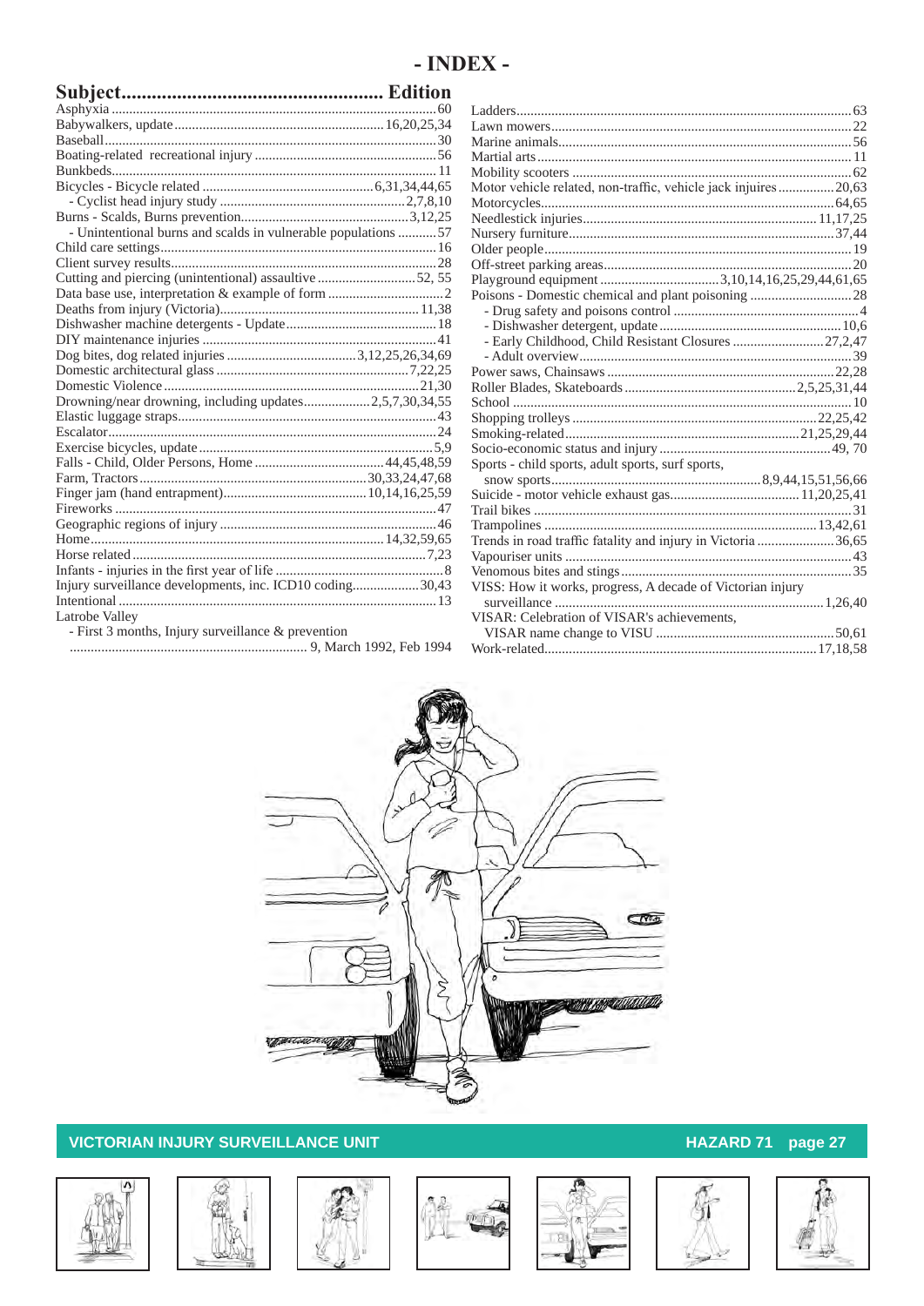# - INDEX -

| Subject | Edition |
|---|---|
| Asphyxia | 60 |
| Babywalkers, update | 16,20,25,34 |
| Baseball | 30 |
| Boating-related recreational injury | 56 |
| Bunkbeds | 11 |
| Bicycles - Bicycle related | 6,31,34,44,65 |
| - Cyclist head injury study | 2,7,8,10 |
| Burns - Scalds, Burns prevention | 3,12,25 |
| - Unintentional burns and scalds in vulnerable populations | 57 |
| Child care settings | 16 |
| Client survey results | 28 |
| Cutting and piercing (unintentional) assaultive | 52, 55 |
| Data base use, interpretation & example of form | 2 |
| Deaths from injury (Victoria) | 11,38 |
| Dishwasher machine detergents - Update | 18 |
| DIY maintenance injuries | 41 |
| Dog bites, dog related injuries | 3,12,25,26,34,69 |
| Domestic architectural glass | 7,22,25 |
| Domestic Violence | 21,30 |
| Drowning/near drowning, including updates | 2,5,7,30,34,55 |
| Elastic luggage straps | 43 |
| Escalator | 24 |
| Exercise bicycles, update | 5,9 |
| Falls - Child, Older Persons, Home | 44,45,48,59 |
| Farm, Tractors | 30,33,24,47,68 |
| Finger jam (hand entrapment) | 10,14,16,25,59 |
| Fireworks | 47 |
| Geographic regions of injury | 46 |
| Home | 14,32,59,65 |
| Horse related | 7,23 |
| Infants - injuries in the first year of life | 8 |
| Injury surveillance developments, inc. ICD10 coding | 30,43 |
| Intentional | 13 |
| Latrobe Valley | |
| - First 3 months, Injury surveillance & prevention | 9, March 1992, Feb 1994 |
| Ladders | 63 |
| Lawn mowers | 22 |
| Marine animals | 56 |
| Martial arts | 11 |
| Mobility scooters | 62 |
| Motor vehicle related, non-traffic, vehicle jack injuires | 20,63 |
| Motorcycles | 64,65 |
| Needlestick injuries | 11,17,25 |
| Nursery furniture | 37,44 |
| Older people | 19 |
| Off-street parking areas | 20 |
| Playground equipment | 3,10,14,16,25,29,44,61,65 |
| Poisons - Domestic chemical and plant poisoning | 28 |
| - Drug safety and poisons control | 4 |
| - Dishwasher detergent, update | 10,6 |
| - Early Childhood, Child Resistant Closures | 27,2,47 |
| - Adult overview | 39 |
| Power saws, Chainsaws | 22,28 |
| Roller Blades, Skateboards | 2,5,25,31,44 |
| School | 10 |
| Shopping trolleys | 22,25,42 |
| Smoking-related | 21,25,29,44 |
| Socio-economic status and injury | 49, 70 |
| Sports - child sports, adult sports, surf sports, snow sports | 8,9,44,15,51,56,66 |
| Suicide - motor vehicle exhaust gas | 11,20,25,41 |
| Trail bikes | 31 |
| Trampolines | 13,42,61 |
| Trends in road traffic fatality and injury in Victoria | 36,65 |
| Vapouriser units | 43 |
| Venomous bites and stings | 35 |
| VISS: How it works, progress, A decade of Victorian injury surveillance | 1,26,40 |
| VISAR: Celebration of VISAR's achievements, VISAR name change to VISU | 50,61 |
| Work-related | 17,18,58 |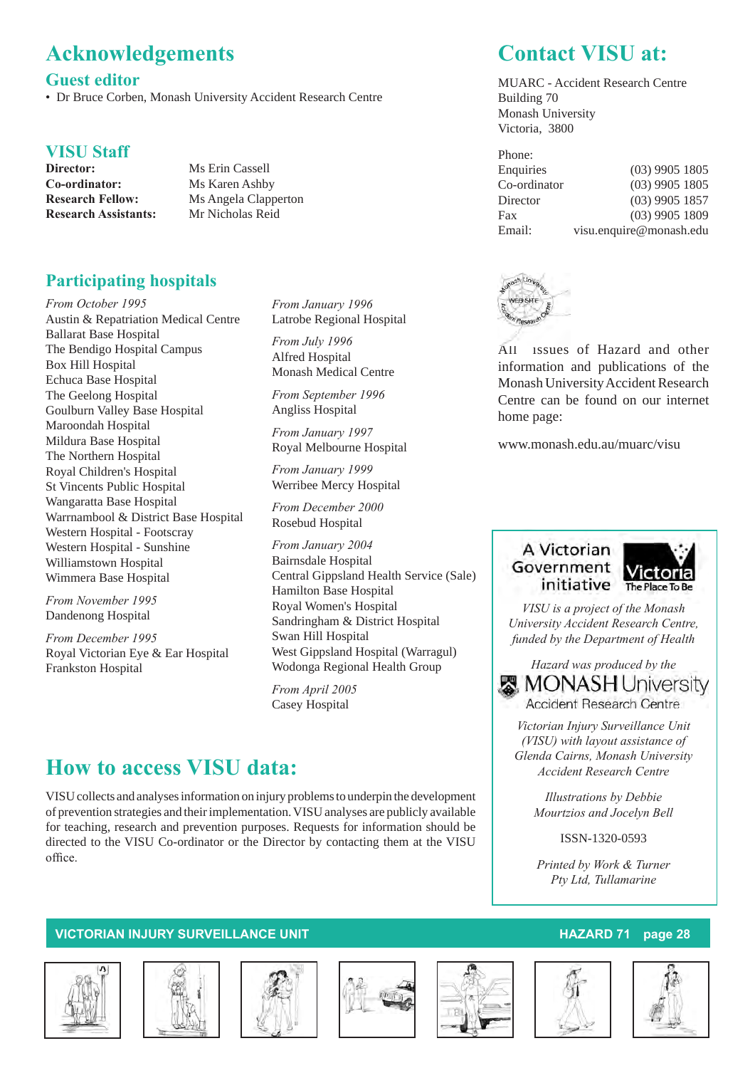# Acknowledgements

## Guest editor

- Dr Bruce Corben, Monash University Accident Research Centre

## VISU Staff

| | |
|---|---|
| **Director:** | Ms Erin Cassell |
| **Co-ordinator:** | Ms Karen Ashby |
| **Research Fellow:** | Ms Angela Clapperton |
| **Research Assistants:** | Mr Nicholas Reid |

## Participating hospitals

*From October 1995*
Austin & Repatriation Medical Centre
Ballarat Base Hospital
The Bendigo Hospital Campus
Box Hill Hospital
Echuca Base Hospital
The Geelong Hospital
Goulburn Valley Base Hospital
Maroondah Hospital
Mildura Base Hospital
The Northern Hospital
Royal Children's Hospital
St Vincents Public Hospital
Wangaratta Base Hospital
Warrnambool & District Base Hospital
Western Hospital - Footscray
Western Hospital - Sunshine
Williamstown Hospital
Wimmera Base Hospital

*From November 1995*
Dandenong Hospital

*From December 1995*
Royal Victorian Eye & Ear Hospital
Frankston Hospital

*From January 1996*
Latrobe Regional Hospital

*From July 1996*
Alfred Hospital
Monash Medical Centre

*From September 1996*
Angliss Hospital

*From January 1997*
Royal Melbourne Hospital

*From January 1999*
Werribee Mercy Hospital

*From December 2000*
Rosebud Hospital

*From January 2004*
Bairnsdale Hospital
Central Gippsland Health Service (Sale)
Hamilton Base Hospital
Royal Women's Hospital
Sandringham & District Hospital
Swan Hill Hospital
West Gippsland Hospital (Warragul)
Wodonga Regional Health Group

*From April 2005*
Casey Hospital

# How to access VISU data:

VISU collects and analyses information on injury problems to underpin the development of prevention strategies and their implementation. VISU analyses are publicly available for teaching, research and prevention purposes. Requests for information should be directed to the VISU Co-ordinator or the Director by contacting them at the VISU office.

# Contact VISU at:

MUARC - Accident Research Centre
Building 70
Monash University
Victoria, 3800

Phone:

| | |
|---|---|
| Enquiries | (03) 9905 1805 |
| Co-ordinator | (03) 9905 1805 |
| Director | (03) 9905 1857 |
| Fax | (03) 9905 1809 |
| Email: | visu.enquire@monash.edu |

All issues of Hazard and other information and publications of the Monash University Accident Research Centre can be found on our internet home page:

www.monash.edu.au/muarc/visu

A Victorian Government initiative — Victoria The Place To Be

*VISU is a project of the Monash University Accident Research Centre, funded by the Department of Health*

*Hazard was produced by the*
MONASH University
Accident Research Centre

*Victorian Injury Surveillance Unit (VISU) with layout assistance of Glenda Cairns, Monash University Accident Research Centre*

*Illustrations by Debbie Mourtzios and Jocelyn Bell*

ISSN-1320-0593

*Printed by Work & Turner Pty Ltd, Tullamarine*